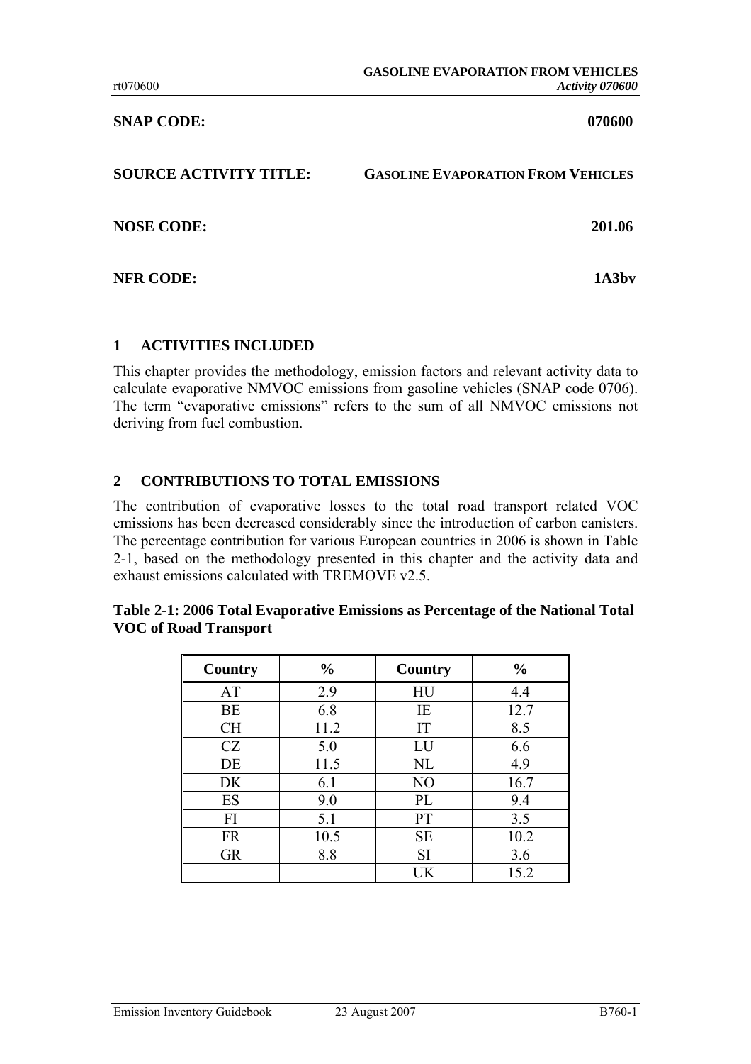**SNAP CODE:** 070600

**SOURCE ACTIVITY TITLE:** GASOLINE EVAPORATION FROM VEHICLES

**NOSE CODE:** 201.06

**NFR CODE:** 1A3bv

## 1 ACTIVITIES INCLUDED

This chapter provides the methodology, emission factors and relevant activity data to calculate evaporative NMVOC emissions from gasoline vehicles (SNAP code 0706). The term "evaporative emissions" refers to the sum of all NMVOC emissions not deriving from fuel combustion.

## 2 CONTRIBUTIONS TO TOTAL EMISSIONS

The contribution of evaporative losses to the total road transport related VOC emissions has been decreased considerably since the introduction of carbon canisters. The percentage contribution for various European countries in 2006 is shown in Table 2-1, based on the methodology presented in this chapter and the activity data and exhaust emissions calculated with TREMOVE v2.5.

**Table 2-1: 2006 Total Evaporative Emissions as Percentage of the National Total VOC of Road Transport**

| Country | % | Country | % |
|---|---|---|---|
| AT | 2.9 | HU | 4.4 |
| BE | 6.8 | IE | 12.7 |
| CH | 11.2 | IT | 8.5 |
| CZ | 5.0 | LU | 6.6 |
| DE | 11.5 | NL | 4.9 |
| DK | 6.1 | NO | 16.7 |
| ES | 9.0 | PL | 9.4 |
| FI | 5.1 | PT | 3.5 |
| FR | 10.5 | SE | 10.2 |
| GR | 8.8 | SI | 3.6 |
| | | UK | 15.2 |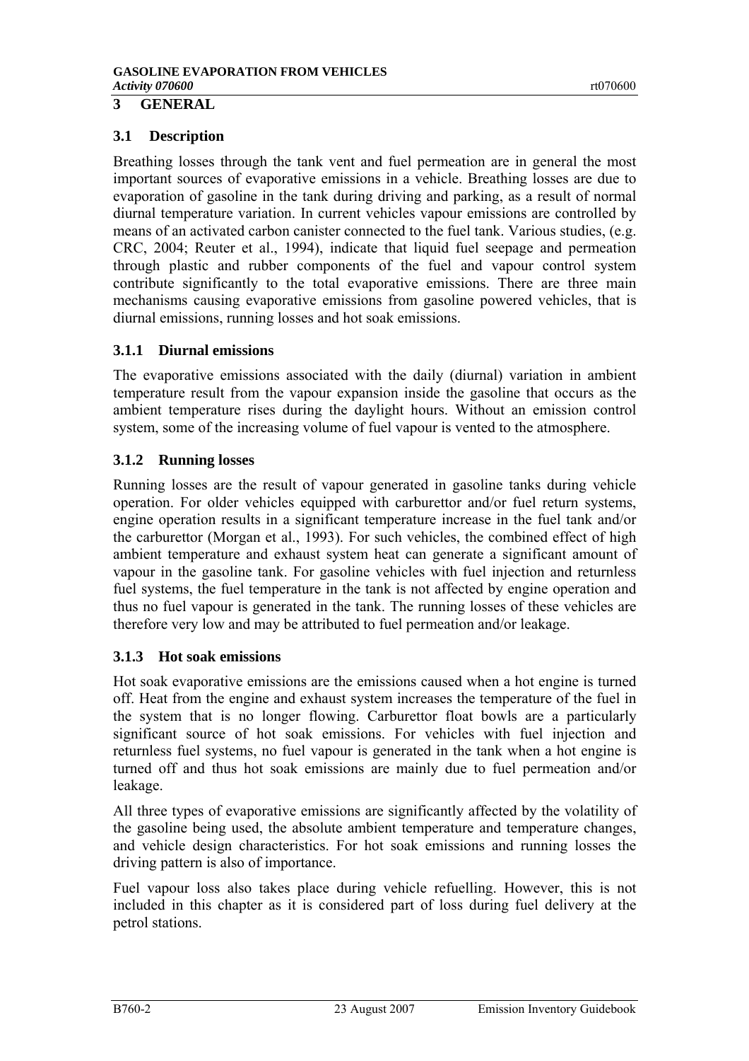# 3 GENERAL

## 3.1 Description

Breathing losses through the tank vent and fuel permeation are in general the most important sources of evaporative emissions in a vehicle. Breathing losses are due to evaporation of gasoline in the tank during driving and parking, as a result of normal diurnal temperature variation. In current vehicles vapour emissions are controlled by means of an activated carbon canister connected to the fuel tank. Various studies, (e.g. CRC, 2004; Reuter et al., 1994), indicate that liquid fuel seepage and permeation through plastic and rubber components of the fuel and vapour control system contribute significantly to the total evaporative emissions. There are three main mechanisms causing evaporative emissions from gasoline powered vehicles, that is diurnal emissions, running losses and hot soak emissions.

### 3.1.1 Diurnal emissions

The evaporative emissions associated with the daily (diurnal) variation in ambient temperature result from the vapour expansion inside the gasoline that occurs as the ambient temperature rises during the daylight hours. Without an emission control system, some of the increasing volume of fuel vapour is vented to the atmosphere.

### 3.1.2 Running losses

Running losses are the result of vapour generated in gasoline tanks during vehicle operation. For older vehicles equipped with carburettor and/or fuel return systems, engine operation results in a significant temperature increase in the fuel tank and/or the carburettor (Morgan et al., 1993). For such vehicles, the combined effect of high ambient temperature and exhaust system heat can generate a significant amount of vapour in the gasoline tank. For gasoline vehicles with fuel injection and returnless fuel systems, the fuel temperature in the tank is not affected by engine operation and thus no fuel vapour is generated in the tank. The running losses of these vehicles are therefore very low and may be attributed to fuel permeation and/or leakage.

### 3.1.3 Hot soak emissions

Hot soak evaporative emissions are the emissions caused when a hot engine is turned off. Heat from the engine and exhaust system increases the temperature of the fuel in the system that is no longer flowing. Carburettor float bowls are a particularly significant source of hot soak emissions. For vehicles with fuel injection and returnless fuel systems, no fuel vapour is generated in the tank when a hot engine is turned off and thus hot soak emissions are mainly due to fuel permeation and/or leakage.

All three types of evaporative emissions are significantly affected by the volatility of the gasoline being used, the absolute ambient temperature and temperature changes, and vehicle design characteristics. For hot soak emissions and running losses the driving pattern is also of importance.

Fuel vapour loss also takes place during vehicle refuelling. However, this is not included in this chapter as it is considered part of loss during fuel delivery at the petrol stations.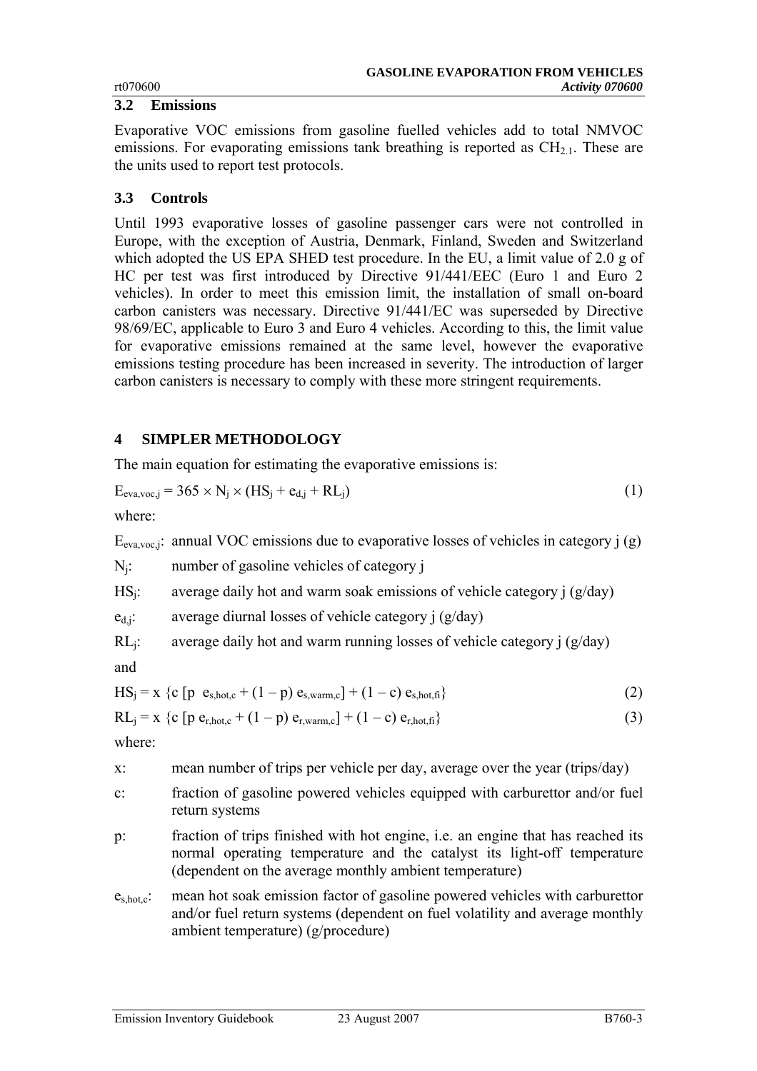### 3.2 Emissions

Evaporative VOC emissions from gasoline fuelled vehicles add to total NMVOC emissions. For evaporating emissions tank breathing is reported as $CH_{2.1}$. These are the units used to report test protocols.

### 3.3 Controls

Until 1993 evaporative losses of gasoline passenger cars were not controlled in Europe, with the exception of Austria, Denmark, Finland, Sweden and Switzerland which adopted the US EPA SHED test procedure. In the EU, a limit value of 2.0 g of HC per test was first introduced by Directive 91/441/EEC (Euro 1 and Euro 2 vehicles). In order to meet this emission limit, the installation of small on-board carbon canisters was necessary. Directive 91/441/EC was superseded by Directive 98/69/EC, applicable to Euro 3 and Euro 4 vehicles. According to this, the limit value for evaporative emissions remained at the same level, however the evaporative emissions testing procedure has been increased in severity. The introduction of larger carbon canisters is necessary to comply with these more stringent requirements.

## 4 SIMPLER METHODOLOGY

The main equation for estimating the evaporative emissions is:

$$E_{eva,voc,j} = 365 \times N_j \times (HS_j + e_{d,j} + RL_j) \tag{1}$$

where:

$E_{eva,voc,j}$: annual VOC emissions due to evaporative losses of vehicles in category j (g)

$N_j$: number of gasoline vehicles of category j

$HS_j$: average daily hot and warm soak emissions of vehicle category j (g/day)

$e_{d,j}$: average diurnal losses of vehicle category j (g/day)

$RL_j$: average daily hot and warm running losses of vehicle category j (g/day)

and

$$HS_j = x \ \{c \ [p \ \ e_{s,hot,c} + (1 - p) \ e_{s,warm,c}] + (1 - c) \ e_{s,hot,fi}\} \tag{2}$$

$$RL_j = x \ \{c \ [p \ e_{r,hot,c} + (1 - p) \ e_{r,warm,c}] + (1 - c) \ e_{r,hot,fi}\} \tag{3}$$

where:

x: mean number of trips per vehicle per day, average over the year (trips/day)

c: fraction of gasoline powered vehicles equipped with carburettor and/or fuel return systems

p: fraction of trips finished with hot engine, i.e. an engine that has reached its normal operating temperature and the catalyst its light-off temperature (dependent on the average monthly ambient temperature)

$e_{s,hot,c}$: mean hot soak emission factor of gasoline powered vehicles with carburettor and/or fuel return systems (dependent on fuel volatility and average monthly ambient temperature) (g/procedure)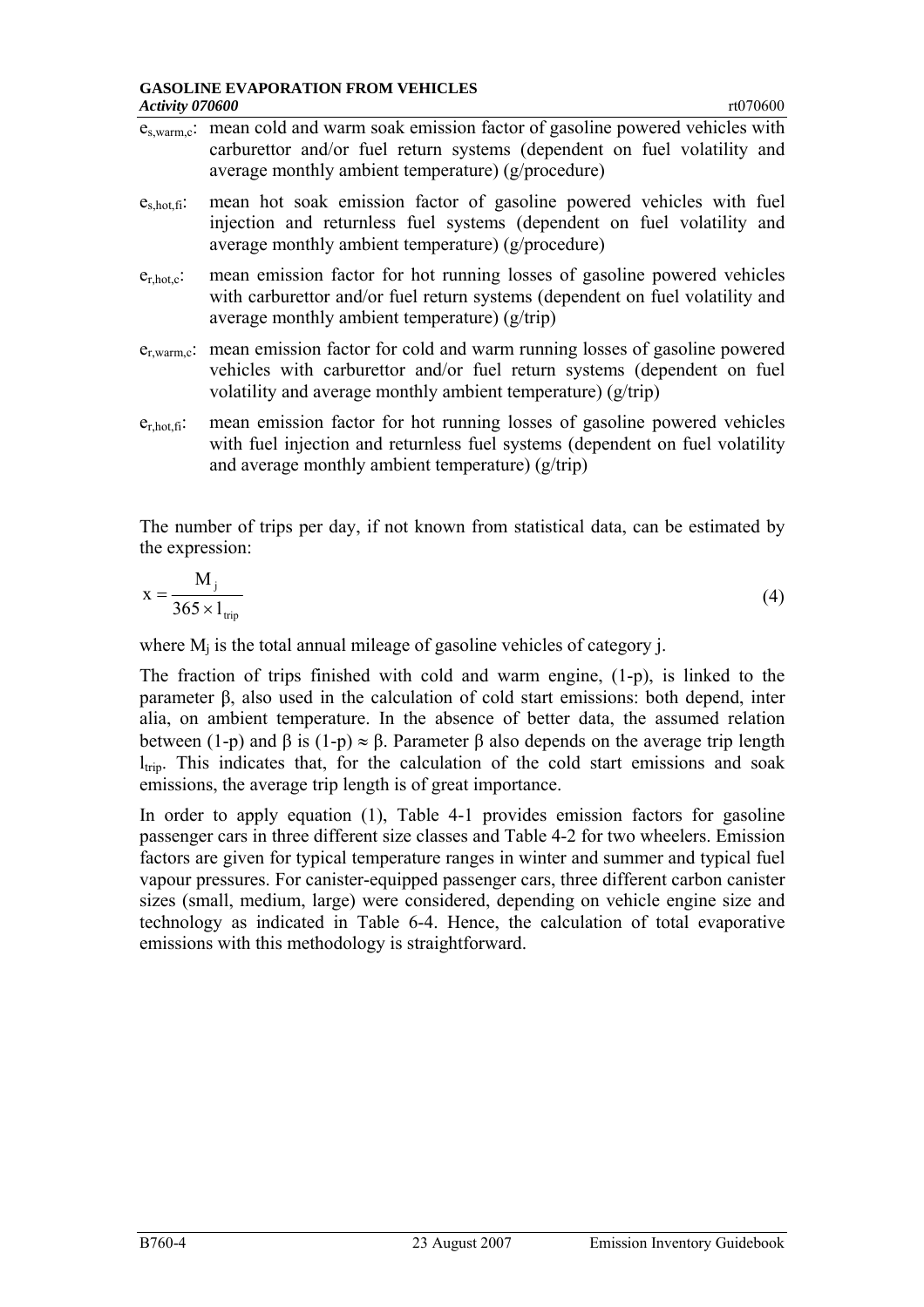$e_{s,warm,c}$: mean cold and warm soak emission factor of gasoline powered vehicles with carburettor and/or fuel return systems (dependent on fuel volatility and average monthly ambient temperature) (g/procedure)

$e_{s,hot,fi}$: mean hot soak emission factor of gasoline powered vehicles with fuel injection and returnless fuel systems (dependent on fuel volatility and average monthly ambient temperature) (g/procedure)

$e_{r,hot,c}$: mean emission factor for hot running losses of gasoline powered vehicles with carburettor and/or fuel return systems (dependent on fuel volatility and average monthly ambient temperature) (g/trip)

$e_{r,warm,c}$: mean emission factor for cold and warm running losses of gasoline powered vehicles with carburettor and/or fuel return systems (dependent on fuel volatility and average monthly ambient temperature) (g/trip)

$e_{r,hot,fi}$: mean emission factor for hot running losses of gasoline powered vehicles with fuel injection and returnless fuel systems (dependent on fuel volatility and average monthly ambient temperature) (g/trip)

The number of trips per day, if not known from statistical data, can be estimated by the expression:

$$x = \frac{M_j}{365 \times l_{trip}} \quad (4)$$

where $M_j$ is the total annual mileage of gasoline vehicles of category j.

The fraction of trips finished with cold and warm engine, (1-p), is linked to the parameter β, also used in the calculation of cold start emissions: both depend, inter alia, on ambient temperature. In the absence of better data, the assumed relation between (1-p) and β is $(1-p) \approx \beta$. Parameter β also depends on the average trip length $l_{trip}$. This indicates that, for the calculation of the cold start emissions and soak emissions, the average trip length is of great importance.

In order to apply equation (1), Table 4-1 provides emission factors for gasoline passenger cars in three different size classes and Table 4-2 for two wheelers. Emission factors are given for typical temperature ranges in winter and summer and typical fuel vapour pressures. For canister-equipped passenger cars, three different carbon canister sizes (small, medium, large) were considered, depending on vehicle engine size and technology as indicated in Table 6-4. Hence, the calculation of total evaporative emissions with this methodology is straightforward.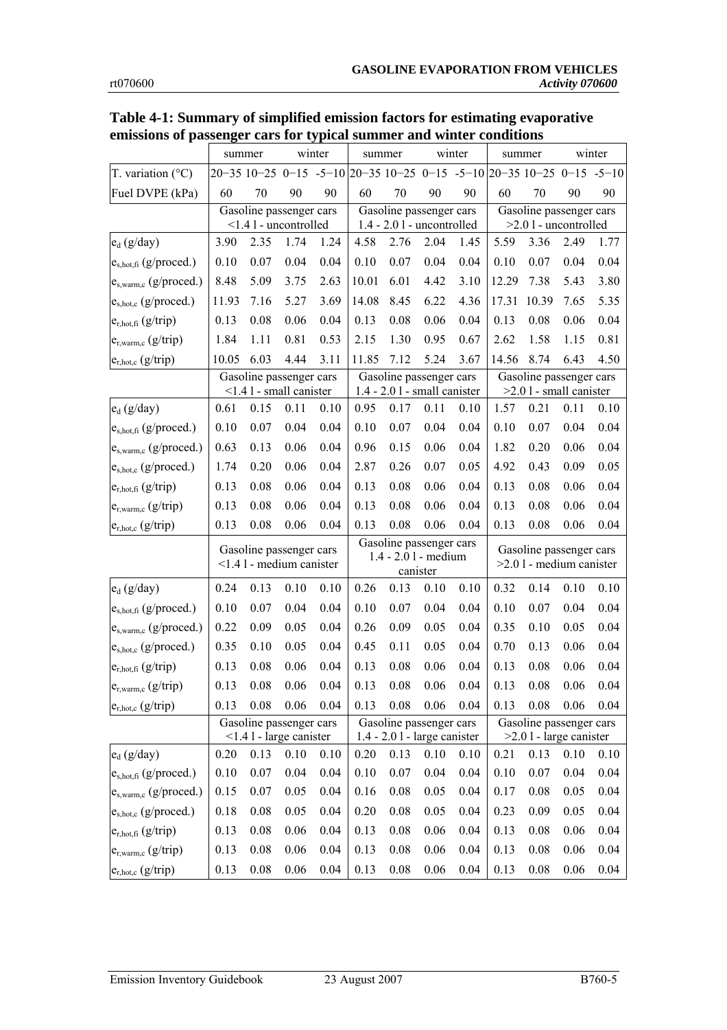**Table 4-1: Summary of simplified emission factors for estimating evaporative emissions of passenger cars for typical summer and winter conditions**

| | summer | | winter | | summer | | winter | | summer | | winter | |
|---|---|---|---|---|---|---|---|---|---|---|---|---|
| T. variation (°C) | 20−35 | 10−25 | 0−15 | -5−10 | 20−35 | 10−25 | 0−15 | -5−10 | 20−35 | 10−25 | 0−15 | -5−10 |
| Fuel DVPE (kPa) | 60 | 70 | 90 | 90 | 60 | 70 | 90 | 90 | 60 | 70 | 90 | 90 |
| | Gasoline passenger cars <1.4 l - uncontrolled | | | | Gasoline passenger cars 1.4 - 2.0 l - uncontrolled | | | | Gasoline passenger cars >2.0 l - uncontrolled | | | |
| $e_d$ (g/day) | 3.90 | 2.35 | 1.74 | 1.24 | 4.58 | 2.76 | 2.04 | 1.45 | 5.59 | 3.36 | 2.49 | 1.77 |
| $e_{s,hot,fi}$ (g/proced.) | 0.10 | 0.07 | 0.04 | 0.04 | 0.10 | 0.07 | 0.04 | 0.04 | 0.10 | 0.07 | 0.04 | 0.04 |
| $e_{s,warm,c}$ (g/proced.) | 8.48 | 5.09 | 3.75 | 2.63 | 10.01 | 6.01 | 4.42 | 3.10 | 12.29 | 7.38 | 5.43 | 3.80 |
| $e_{s,hot,c}$ (g/proced.) | 11.93 | 7.16 | 5.27 | 3.69 | 14.08 | 8.45 | 6.22 | 4.36 | 17.31 | 10.39 | 7.65 | 5.35 |
| $e_{r,hot,fi}$ (g/trip) | 0.13 | 0.08 | 0.06 | 0.04 | 0.13 | 0.08 | 0.06 | 0.04 | 0.13 | 0.08 | 0.06 | 0.04 |
| $e_{r,warm,c}$ (g/trip) | 1.84 | 1.11 | 0.81 | 0.53 | 2.15 | 1.30 | 0.95 | 0.67 | 2.62 | 1.58 | 1.15 | 0.81 |
| $e_{r,hot,c}$ (g/trip) | 10.05 | 6.03 | 4.44 | 3.11 | 11.85 | 7.12 | 5.24 | 3.67 | 14.56 | 8.74 | 6.43 | 4.50 |
| | Gasoline passenger cars <1.4 l - small canister | | | | Gasoline passenger cars 1.4 - 2.0 l - small canister | | | | Gasoline passenger cars >2.0 l - small canister | | | |
| $e_d$ (g/day) | 0.61 | 0.15 | 0.11 | 0.10 | 0.95 | 0.17 | 0.11 | 0.10 | 1.57 | 0.21 | 0.11 | 0.10 |
| $e_{s,hot,fi}$ (g/proced.) | 0.10 | 0.07 | 0.04 | 0.04 | 0.10 | 0.07 | 0.04 | 0.04 | 0.10 | 0.07 | 0.04 | 0.04 |
| $e_{s,warm,c}$ (g/proced.) | 0.63 | 0.13 | 0.06 | 0.04 | 0.96 | 0.15 | 0.06 | 0.04 | 1.82 | 0.20 | 0.06 | 0.04 |
| $e_{s,hot,c}$ (g/proced.) | 1.74 | 0.20 | 0.06 | 0.04 | 2.87 | 0.26 | 0.07 | 0.05 | 4.92 | 0.43 | 0.09 | 0.05 |
| $e_{r,hot,fi}$ (g/trip) | 0.13 | 0.08 | 0.06 | 0.04 | 0.13 | 0.08 | 0.06 | 0.04 | 0.13 | 0.08 | 0.06 | 0.04 |
| $e_{r,warm,c}$ (g/trip) | 0.13 | 0.08 | 0.06 | 0.04 | 0.13 | 0.08 | 0.06 | 0.04 | 0.13 | 0.08 | 0.06 | 0.04 |
| $e_{r,hot,c}$ (g/trip) | 0.13 | 0.08 | 0.06 | 0.04 | 0.13 | 0.08 | 0.06 | 0.04 | 0.13 | 0.08 | 0.06 | 0.04 |
| | Gasoline passenger cars <1.4 l - medium canister | | | | Gasoline passenger cars 1.4 - 2.0 l - medium canister | | | | Gasoline passenger cars >2.0 l - medium canister | | | |
| $e_d$ (g/day) | 0.24 | 0.13 | 0.10 | 0.10 | 0.26 | 0.13 | 0.10 | 0.10 | 0.32 | 0.14 | 0.10 | 0.10 |
| $e_{s,hot,fi}$ (g/proced.) | 0.10 | 0.07 | 0.04 | 0.04 | 0.10 | 0.07 | 0.04 | 0.04 | 0.10 | 0.07 | 0.04 | 0.04 |
| $e_{s,warm,c}$ (g/proced.) | 0.22 | 0.09 | 0.05 | 0.04 | 0.26 | 0.09 | 0.05 | 0.04 | 0.35 | 0.10 | 0.05 | 0.04 |
| $e_{s,hot,c}$ (g/proced.) | 0.35 | 0.10 | 0.05 | 0.04 | 0.45 | 0.11 | 0.05 | 0.04 | 0.70 | 0.13 | 0.06 | 0.04 |
| $e_{r,hot,fi}$ (g/trip) | 0.13 | 0.08 | 0.06 | 0.04 | 0.13 | 0.08 | 0.06 | 0.04 | 0.13 | 0.08 | 0.06 | 0.04 |
| $e_{r,warm,c}$ (g/trip) | 0.13 | 0.08 | 0.06 | 0.04 | 0.13 | 0.08 | 0.06 | 0.04 | 0.13 | 0.08 | 0.06 | 0.04 |
| $e_{r,hot,c}$ (g/trip) | 0.13 | 0.08 | 0.06 | 0.04 | 0.13 | 0.08 | 0.06 | 0.04 | 0.13 | 0.08 | 0.06 | 0.04 |
| | Gasoline passenger cars <1.4 l - large canister | | | | Gasoline passenger cars 1.4 - 2.0 l - large canister | | | | Gasoline passenger cars >2.0 l - large canister | | | |
| $e_d$ (g/day) | 0.20 | 0.13 | 0.10 | 0.10 | 0.20 | 0.13 | 0.10 | 0.10 | 0.21 | 0.13 | 0.10 | 0.10 |
| $e_{s,hot,fi}$ (g/proced.) | 0.10 | 0.07 | 0.04 | 0.04 | 0.10 | 0.07 | 0.04 | 0.04 | 0.10 | 0.07 | 0.04 | 0.04 |
| $e_{s,warm,c}$ (g/proced.) | 0.15 | 0.07 | 0.05 | 0.04 | 0.16 | 0.08 | 0.05 | 0.04 | 0.17 | 0.08 | 0.05 | 0.04 |
| $e_{s,hot,c}$ (g/proced.) | 0.18 | 0.08 | 0.05 | 0.04 | 0.20 | 0.08 | 0.05 | 0.04 | 0.23 | 0.09 | 0.05 | 0.04 |
| $e_{r,hot,fi}$ (g/trip) | 0.13 | 0.08 | 0.06 | 0.04 | 0.13 | 0.08 | 0.06 | 0.04 | 0.13 | 0.08 | 0.06 | 0.04 |
| $e_{r,warm,c}$ (g/trip) | 0.13 | 0.08 | 0.06 | 0.04 | 0.13 | 0.08 | 0.06 | 0.04 | 0.13 | 0.08 | 0.06 | 0.04 |
| $e_{r,hot,c}$ (g/trip) | 0.13 | 0.08 | 0.06 | 0.04 | 0.13 | 0.08 | 0.06 | 0.04 | 0.13 | 0.08 | 0.06 | 0.04 |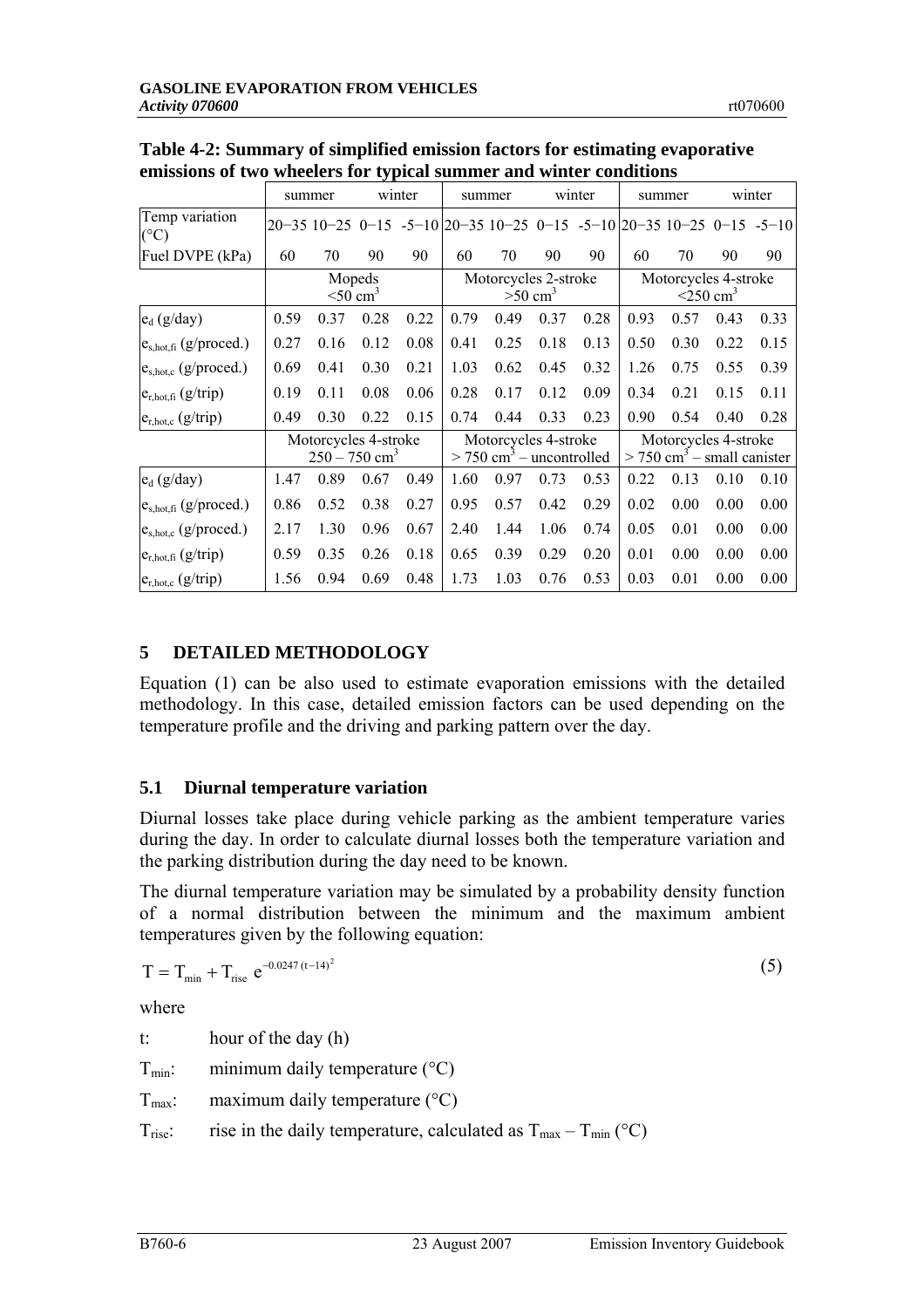**Table 4-2: Summary of simplified emission factors for estimating evaporative emissions of two wheelers for typical summer and winter conditions**

| | summer | | winter | | summer | | winter | | summer | | winter | |
|---|---|---|---|---|---|---|---|---|---|---|---|---|
| Temp variation (°C) | 20−35 | 10−25 | 0−15 | -5−10 | 20−35 | 10−25 | 0−15 | -5−10 | 20−35 | 10−25 | 0−15 | -5−10 |
| Fuel DVPE (kPa) | 60 | 70 | 90 | 90 | 60 | 70 | 90 | 90 | 60 | 70 | 90 | 90 |
| | Mopeds $<50$ cm$^3$ | | | | Motorcycles 2-stroke $>50$ cm$^3$ | | | | Motorcycles 4-stroke $<250$ cm$^3$ | | | |
| $e_d$ (g/day) | 0.59 | 0.37 | 0.28 | 0.22 | 0.79 | 0.49 | 0.37 | 0.28 | 0.93 | 0.57 | 0.43 | 0.33 |
| $e_{s,hot,fi}$ (g/proced.) | 0.27 | 0.16 | 0.12 | 0.08 | 0.41 | 0.25 | 0.18 | 0.13 | 0.50 | 0.30 | 0.22 | 0.15 |
| $e_{s,hot,c}$ (g/proced.) | 0.69 | 0.41 | 0.30 | 0.21 | 1.03 | 0.62 | 0.45 | 0.32 | 1.26 | 0.75 | 0.55 | 0.39 |
| $e_{r,hot,fi}$ (g/trip) | 0.19 | 0.11 | 0.08 | 0.06 | 0.28 | 0.17 | 0.12 | 0.09 | 0.34 | 0.21 | 0.15 | 0.11 |
| $e_{r,hot,c}$ (g/trip) | 0.49 | 0.30 | 0.22 | 0.15 | 0.74 | 0.44 | 0.33 | 0.23 | 0.90 | 0.54 | 0.40 | 0.28 |
| | Motorcycles 4-stroke $250 – 750$ cm$^3$ | | | | Motorcycles 4-stroke $> 750$ cm$^3$ – uncontrolled | | | | Motorcycles 4-stroke $> 750$ cm$^3$ – small canister | | | |
| $e_d$ (g/day) | 1.47 | 0.89 | 0.67 | 0.49 | 1.60 | 0.97 | 0.73 | 0.53 | 0.22 | 0.13 | 0.10 | 0.10 |
| $e_{s,hot,fi}$ (g/proced.) | 0.86 | 0.52 | 0.38 | 0.27 | 0.95 | 0.57 | 0.42 | 0.29 | 0.02 | 0.00 | 0.00 | 0.00 |
| $e_{s,hot,c}$ (g/proced.) | 2.17 | 1.30 | 0.96 | 0.67 | 2.40 | 1.44 | 1.06 | 0.74 | 0.05 | 0.01 | 0.00 | 0.00 |
| $e_{r,hot,fi}$ (g/trip) | 0.59 | 0.35 | 0.26 | 0.18 | 0.65 | 0.39 | 0.29 | 0.20 | 0.01 | 0.00 | 0.00 | 0.00 |
| $e_{r,hot,c}$ (g/trip) | 1.56 | 0.94 | 0.69 | 0.48 | 1.73 | 1.03 | 0.76 | 0.53 | 0.03 | 0.01 | 0.00 | 0.00 |

## 5 DETAILED METHODOLOGY

Equation (1) can be also used to estimate evaporation emissions with the detailed methodology. In this case, detailed emission factors can be used depending on the temperature profile and the driving and parking pattern over the day.

### 5.1 Diurnal temperature variation

Diurnal losses take place during vehicle parking as the ambient temperature varies during the day. In order to calculate diurnal losses both the temperature variation and the parking distribution during the day need to be known.

The diurnal temperature variation may be simulated by a probability density function of a normal distribution between the minimum and the maximum ambient temperatures given by the following equation:

$$T = T_{min} + T_{rise}\ e^{-0.0247\,(t-14)^2} \tag{5}$$

where

- t: hour of the day (h)
- $T_{min}$: minimum daily temperature (°C)
- $T_{max}$: maximum daily temperature (°C)
- $T_{rise}$: rise in the daily temperature, calculated as $T_{max} – T_{min}$ (°C)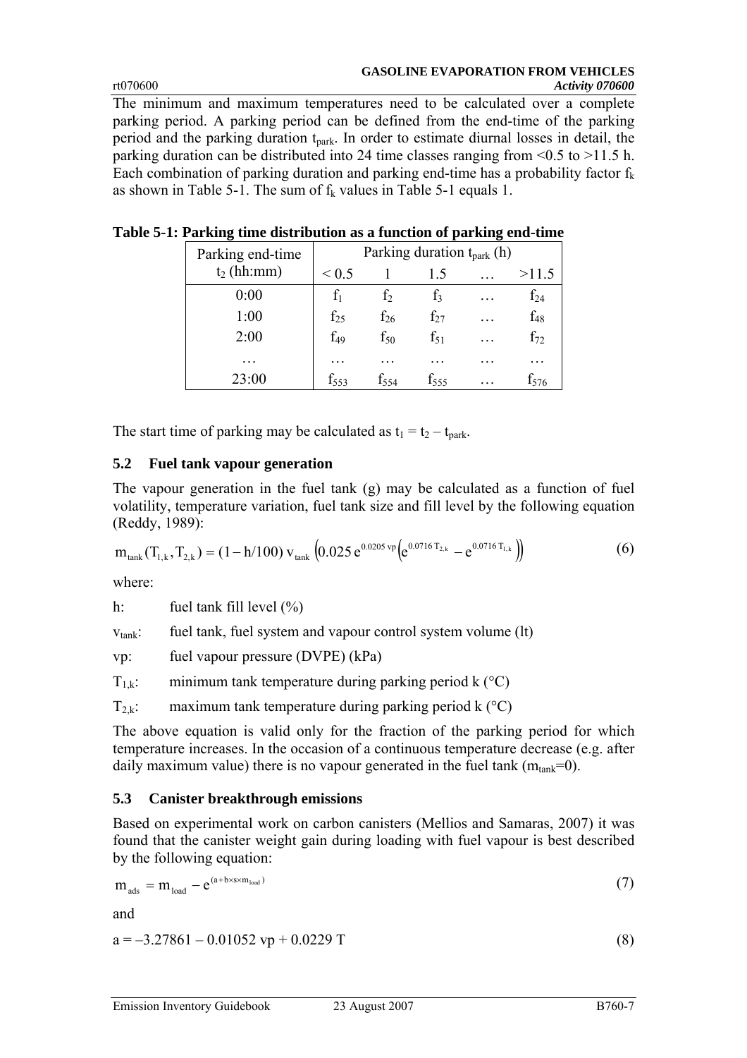The minimum and maximum temperatures need to be calculated over a complete parking period. A parking period can be defined from the end-time of the parking period and the parking duration $t_{park}$. In order to estimate diurnal losses in detail, the parking duration can be distributed into 24 time classes ranging from <0.5 to >11.5 h. Each combination of parking duration and parking end-time has a probability factor $f_k$ as shown in Table 5-1. The sum of $f_k$ values in Table 5-1 equals 1.

**Table 5-1: Parking time distribution as a function of parking end-time**

| Parking end-time $t_2$ (hh:mm) | Parking duration $t_{park}$ (h) | | | | |
|---|---|---|---|---|---|
| | < 0.5 | 1 | 1.5 | … | >11.5 |
| 0:00 | $f_1$ | $f_2$ | $f_3$ | … | $f_{24}$ |
| 1:00 | $f_{25}$ | $f_{26}$ | $f_{27}$ | … | $f_{48}$ |
| 2:00 | $f_{49}$ | $f_{50}$ | $f_{51}$ | … | $f_{72}$ |
| … | … | … | … | … | … |
| 23:00 | $f_{553}$ | $f_{554}$ | $f_{555}$ | … | $f_{576}$ |

The start time of parking may be calculated as $t_1 = t_2 - t_{park}$.

### 5.2 Fuel tank vapour generation

The vapour generation in the fuel tank (g) may be calculated as a function of fuel volatility, temperature variation, fuel tank size and fill level by the following equation (Reddy, 1989):

$$m_{tank}(T_{1,k}, T_{2,k}) = (1 - h/100)\, v_{tank} \left(0.025\, e^{0.0205\, vp}\left(e^{0.0716\, T_{2,k}} - e^{0.0716\, T_{1,k}}\right)\right) \tag{6}$$

where:

h: fuel tank fill level (%)

$v_{tank}$: fuel tank, fuel system and vapour control system volume (lt)

vp: fuel vapour pressure (DVPE) (kPa)

$T_{1,k}$: minimum tank temperature during parking period k (°C)

$T_{2,k}$: maximum tank temperature during parking period k (°C)

The above equation is valid only for the fraction of the parking period for which temperature increases. In the occasion of a continuous temperature decrease (e.g. after daily maximum value) there is no vapour generated in the fuel tank ($m_{tank}$=0).

### 5.3 Canister breakthrough emissions

Based on experimental work on carbon canisters (Mellios and Samaras, 2007) it was found that the canister weight gain during loading with fuel vapour is best described by the following equation:

$$m_{ads} = m_{load} - e^{(a + b \times s \times m_{load})} \tag{7}$$

and

$$a = -3.27861 - 0.01052\, vp + 0.0229\, T \tag{8}$$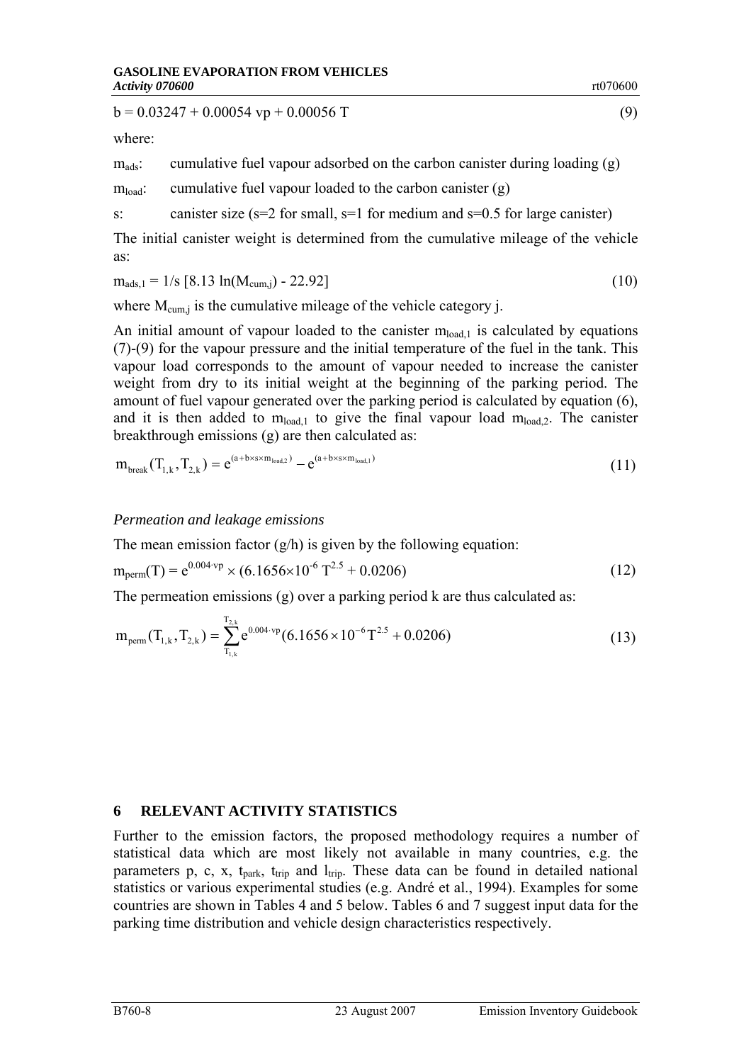$$b = 0.03247 + 0.00054\ vp + 0.00056\ T \tag{9}$$

where:

$m_{ads}$: cumulative fuel vapour adsorbed on the carbon canister during loading (g)

$m_{load}$: cumulative fuel vapour loaded to the carbon canister (g)

s: canister size (s=2 for small, s=1 for medium and s=0.5 for large canister)

The initial canister weight is determined from the cumulative mileage of the vehicle as:

$$m_{ads,1} = 1/s\ [8.13\ \ln(M_{cum,j}) - 22.92] \tag{10}$$

where $M_{cum,j}$ is the cumulative mileage of the vehicle category j.

An initial amount of vapour loaded to the canister $m_{load,1}$ is calculated by equations (7)-(9) for the vapour pressure and the initial temperature of the fuel in the tank. This vapour load corresponds to the amount of vapour needed to increase the canister weight from dry to its initial weight at the beginning of the parking period. The amount of fuel vapour generated over the parking period is calculated by equation (6), and it is then added to $m_{load,1}$ to give the final vapour load $m_{load,2}$. The canister breakthrough emissions (g) are then calculated as:

$$m_{break}(T_{1,k}, T_{2,k}) = e^{(a + b \times s \times m_{load,2})} - e^{(a + b \times s \times m_{load,1})} \tag{11}$$

*Permeation and leakage emissions*

The mean emission factor (g/h) is given by the following equation:

$$m_{perm}(T) = e^{0.004 \cdot vp} \times (6.1656 \times 10^{-6}\ T^{2.5} + 0.0206) \tag{12}$$

The permeation emissions (g) over a parking period k are thus calculated as:

$$m_{perm}(T_{1,k}, T_{2,k}) = \sum_{T_{1,k}}^{T_{2,k}} e^{0.004 \cdot vp} (6.1656 \times 10^{-6} T^{2.5} + 0.0206) \tag{13}$$

## 6 RELEVANT ACTIVITY STATISTICS

Further to the emission factors, the proposed methodology requires a number of statistical data which are most likely not available in many countries, e.g. the parameters p, c, x, $t_{park}$, $t_{trip}$ and $l_{trip}$. These data can be found in detailed national statistics or various experimental studies (e.g. André et al., 1994). Examples for some countries are shown in Tables 4 and 5 below. Tables 6 and 7 suggest input data for the parking time distribution and vehicle design characteristics respectively.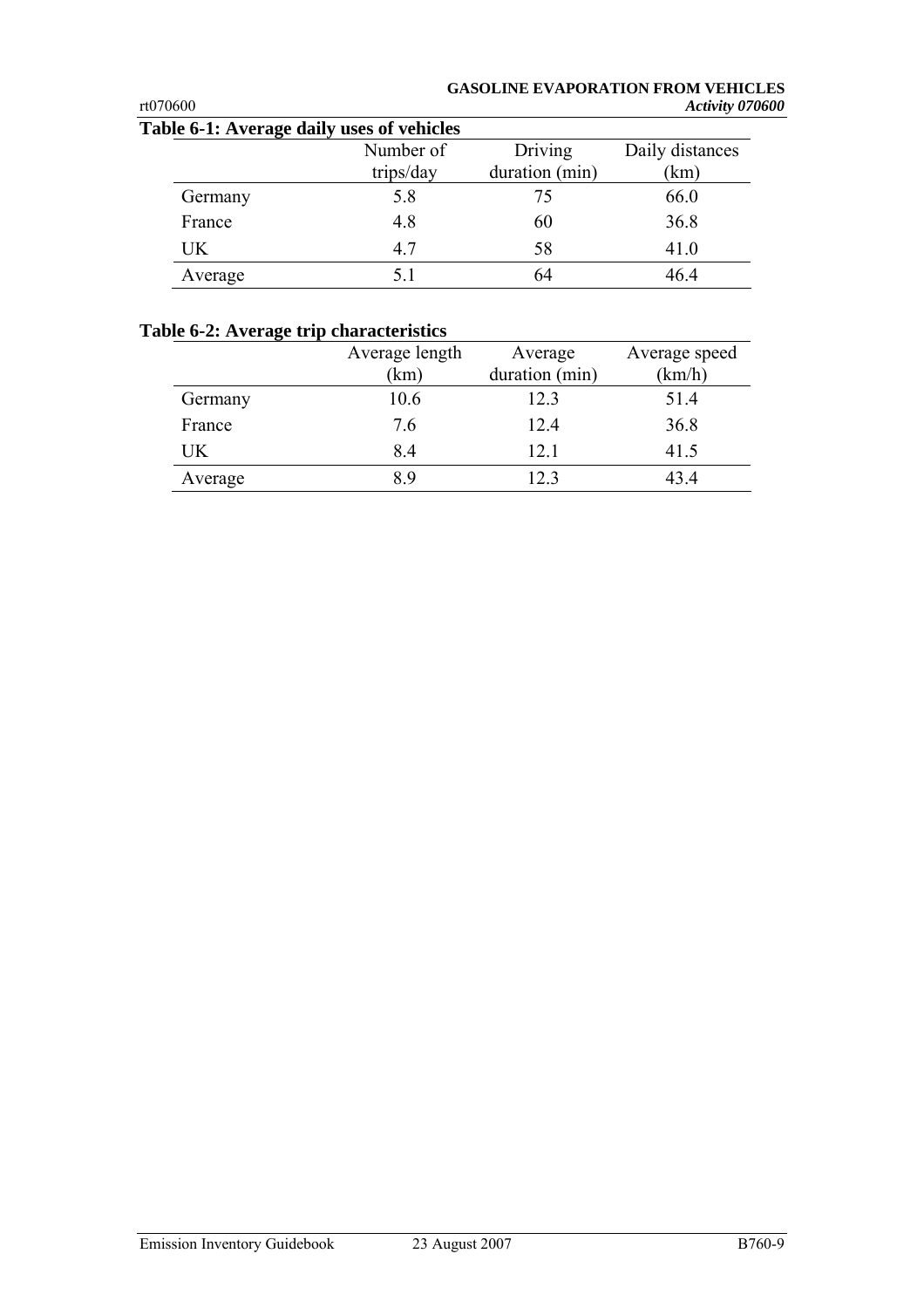**Table 6-1: Average daily uses of vehicles**

| | Number of trips/day | Driving duration (min) | Daily distances (km) |
|---|---|---|---|
| Germany | 5.8 | 75 | 66.0 |
| France | 4.8 | 60 | 36.8 |
| UK | 4.7 | 58 | 41.0 |
| Average | 5.1 | 64 | 46.4 |

**Table 6-2: Average trip characteristics**

| | Average length (km) | Average duration (min) | Average speed (km/h) |
|---|---|---|---|
| Germany | 10.6 | 12.3 | 51.4 |
| France | 7.6 | 12.4 | 36.8 |
| UK | 8.4 | 12.1 | 41.5 |
| Average | 8.9 | 12.3 | 43.4 |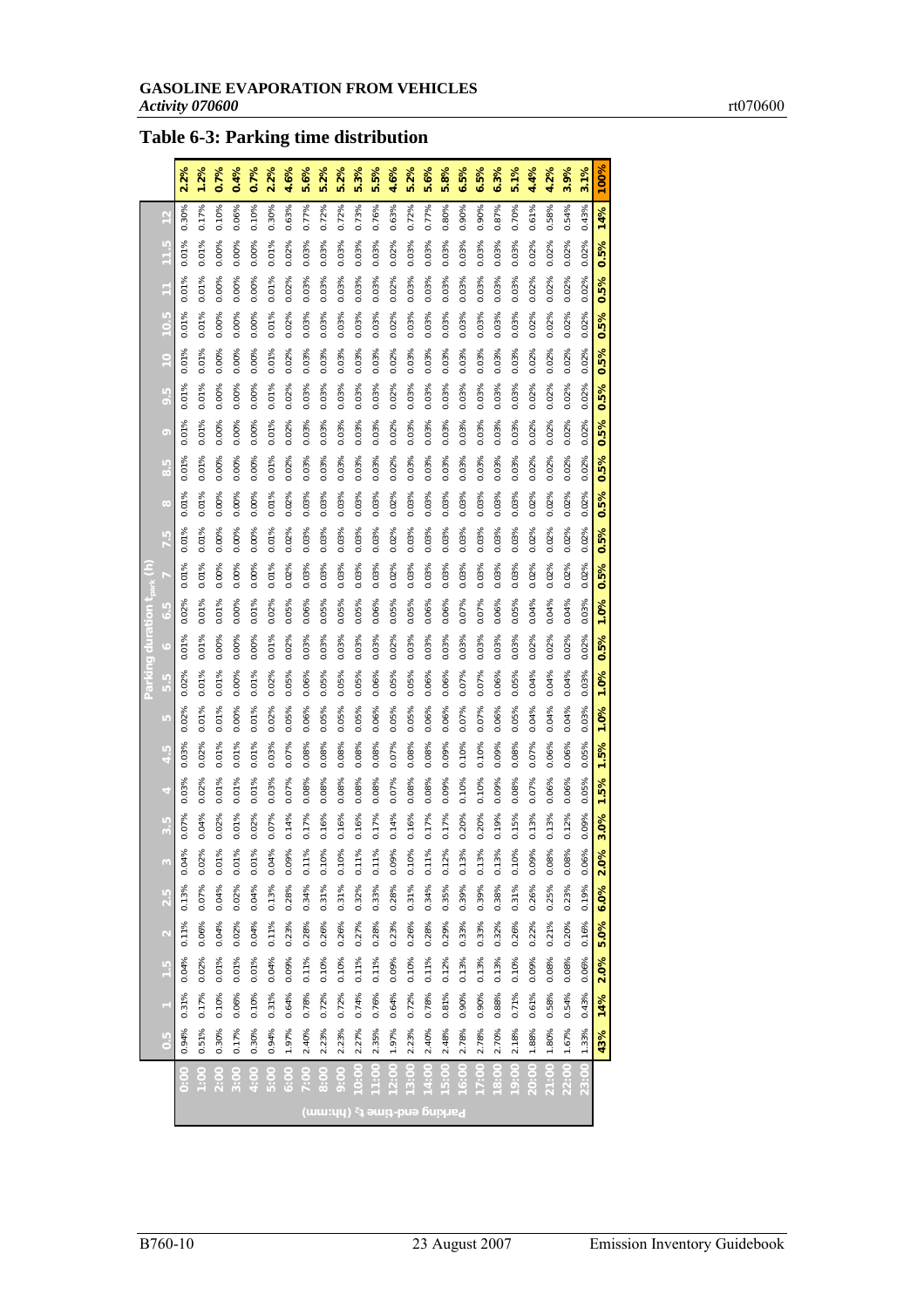## Table 6-3: Parking time distribution

| Parking end-time $t_2$ (hh:mm) | Parking duration $t_{park}$ (h) | | | | | | | | | | | | | | | | | | | | | | | | |
|---|---|---|---|---|---|---|---|---|---|---|---|---|---|---|---|---|---|---|---|---|---|---|---|---|---|
| | 0.5 | 1 | 1.5 | 2 | 2.5 | 3 | 3.5 | 4 | 4.5 | 5 | 5.5 | 6 | 6.5 | 7 | 7.5 | 8 | 8.5 | 9 | 9.5 | 10 | 10.5 | 11 | 11.5 | 12 | |
| 0:00 | 0.94% | 0.31% | 0.04% | 0.11% | 0.13% | 0.04% | 0.07% | 0.03% | 0.03% | 0.02% | 0.02% | 0.01% | 0.02% | 0.01% | 0.01% | 0.01% | 0.01% | 0.01% | 0.01% | 0.01% | 0.01% | 0.01% | 0.01% | 0.30% | **2.2%** |
| 1:00 | 0.51% | 0.17% | 0.02% | 0.06% | 0.07% | 0.02% | 0.04% | 0.02% | 0.02% | 0.01% | 0.01% | 0.01% | 0.01% | 0.01% | 0.01% | 0.01% | 0.01% | 0.01% | 0.01% | 0.01% | 0.01% | 0.01% | 0.01% | 0.17% | **1.2%** |
| 2:00 | 0.30% | 0.10% | 0.01% | 0.04% | 0.04% | 0.01% | 0.02% | 0.01% | 0.01% | 0.01% | 0.01% | 0.00% | 0.01% | 0.00% | 0.00% | 0.00% | 0.00% | 0.00% | 0.00% | 0.00% | 0.00% | 0.00% | 0.00% | 0.10% | **0.7%** |
| 3:00 | 0.17% | 0.06% | 0.01% | 0.02% | 0.02% | 0.01% | 0.01% | 0.01% | 0.01% | 0.00% | 0.00% | 0.00% | 0.00% | 0.00% | 0.00% | 0.00% | 0.00% | 0.00% | 0.00% | 0.00% | 0.00% | 0.00% | 0.00% | 0.06% | **0.4%** |
| 4:00 | 0.30% | 0.10% | 0.01% | 0.04% | 0.04% | 0.01% | 0.02% | 0.01% | 0.01% | 0.01% | 0.01% | 0.00% | 0.01% | 0.00% | 0.00% | 0.00% | 0.00% | 0.00% | 0.00% | 0.00% | 0.00% | 0.00% | 0.00% | 0.10% | **0.7%** |
| 5:00 | 0.94% | 0.31% | 0.04% | 0.11% | 0.13% | 0.04% | 0.07% | 0.03% | 0.03% | 0.02% | 0.02% | 0.01% | 0.02% | 0.01% | 0.01% | 0.01% | 0.01% | 0.01% | 0.01% | 0.01% | 0.01% | 0.01% | 0.01% | 0.30% | **2.2%** |
| 6:00 | 1.97% | 0.64% | 0.09% | 0.23% | 0.28% | 0.09% | 0.14% | 0.07% | 0.07% | 0.05% | 0.05% | 0.02% | 0.05% | 0.02% | 0.02% | 0.02% | 0.02% | 0.02% | 0.02% | 0.02% | 0.02% | 0.02% | 0.02% | 0.63% | **4.6%** |
| 7:00 | 2.40% | 0.78% | 0.11% | 0.28% | 0.34% | 0.11% | 0.17% | 0.08% | 0.08% | 0.06% | 0.06% | 0.03% | 0.06% | 0.03% | 0.03% | 0.03% | 0.03% | 0.03% | 0.03% | 0.03% | 0.03% | 0.03% | 0.03% | 0.77% | **5.6%** |
| 8:00 | 2.23% | 0.72% | 0.10% | 0.26% | 0.31% | 0.10% | 0.16% | 0.08% | 0.08% | 0.05% | 0.05% | 0.03% | 0.05% | 0.03% | 0.03% | 0.03% | 0.03% | 0.03% | 0.03% | 0.03% | 0.03% | 0.03% | 0.03% | 0.72% | **5.2%** |
| 9:00 | 2.23% | 0.72% | 0.10% | 0.26% | 0.31% | 0.10% | 0.16% | 0.08% | 0.08% | 0.05% | 0.05% | 0.03% | 0.05% | 0.03% | 0.03% | 0.03% | 0.03% | 0.03% | 0.03% | 0.03% | 0.03% | 0.03% | 0.03% | 0.72% | **5.2%** |
| 10:00 | 2.27% | 0.74% | 0.11% | 0.27% | 0.32% | 0.11% | 0.16% | 0.08% | 0.08% | 0.05% | 0.05% | 0.03% | 0.05% | 0.03% | 0.03% | 0.03% | 0.03% | 0.03% | 0.03% | 0.03% | 0.03% | 0.03% | 0.03% | 0.73% | **5.3%** |
| 11:00 | 2.35% | 0.76% | 0.11% | 0.28% | 0.33% | 0.11% | 0.17% | 0.08% | 0.08% | 0.06% | 0.06% | 0.03% | 0.06% | 0.03% | 0.03% | 0.03% | 0.03% | 0.03% | 0.03% | 0.03% | 0.03% | 0.03% | 0.03% | 0.76% | **5.5%** |
| 12:00 | 1.97% | 0.64% | 0.09% | 0.23% | 0.28% | 0.09% | 0.14% | 0.07% | 0.07% | 0.05% | 0.05% | 0.02% | 0.05% | 0.02% | 0.02% | 0.02% | 0.02% | 0.02% | 0.02% | 0.02% | 0.02% | 0.02% | 0.02% | 0.63% | **4.6%** |
| 13:00 | 2.23% | 0.72% | 0.10% | 0.26% | 0.31% | 0.10% | 0.16% | 0.08% | 0.08% | 0.05% | 0.05% | 0.03% | 0.05% | 0.03% | 0.03% | 0.03% | 0.03% | 0.03% | 0.03% | 0.03% | 0.03% | 0.03% | 0.03% | 0.72% | **5.2%** |
| 14:00 | 2.40% | 0.78% | 0.11% | 0.28% | 0.34% | 0.11% | 0.17% | 0.08% | 0.08% | 0.06% | 0.06% | 0.03% | 0.06% | 0.03% | 0.03% | 0.03% | 0.03% | 0.03% | 0.03% | 0.03% | 0.03% | 0.03% | 0.03% | 0.77% | **5.6%** |
| 15:00 | 2.48% | 0.81% | 0.12% | 0.29% | 0.35% | 0.12% | 0.17% | 0.09% | 0.09% | 0.06% | 0.06% | 0.03% | 0.06% | 0.03% | 0.03% | 0.03% | 0.03% | 0.03% | 0.03% | 0.03% | 0.03% | 0.03% | 0.03% | 0.80% | **5.8%** |
| 16:00 | 2.78% | 0.90% | 0.13% | 0.33% | 0.39% | 0.13% | 0.20% | 0.10% | 0.10% | 0.07% | 0.07% | 0.03% | 0.07% | 0.03% | 0.03% | 0.03% | 0.03% | 0.03% | 0.03% | 0.03% | 0.03% | 0.03% | 0.03% | 0.90% | **6.5%** |
| 17:00 | 2.78% | 0.90% | 0.13% | 0.33% | 0.39% | 0.13% | 0.20% | 0.10% | 0.10% | 0.07% | 0.07% | 0.03% | 0.07% | 0.03% | 0.03% | 0.03% | 0.03% | 0.03% | 0.03% | 0.03% | 0.03% | 0.03% | 0.03% | 0.90% | **6.5%** |
| 18:00 | 2.70% | 0.88% | 0.13% | 0.32% | 0.38% | 0.13% | 0.19% | 0.09% | 0.09% | 0.06% | 0.06% | 0.03% | 0.06% | 0.03% | 0.03% | 0.03% | 0.03% | 0.03% | 0.03% | 0.03% | 0.03% | 0.03% | 0.03% | 0.87% | **6.3%** |
| 19:00 | 2.18% | 0.71% | 0.10% | 0.26% | 0.31% | 0.10% | 0.15% | 0.08% | 0.08% | 0.05% | 0.05% | 0.03% | 0.05% | 0.03% | 0.03% | 0.03% | 0.03% | 0.03% | 0.03% | 0.03% | 0.03% | 0.03% | 0.03% | 0.70% | **5.1%** |
| 20:00 | 1.88% | 0.61% | 0.09% | 0.22% | 0.26% | 0.09% | 0.13% | 0.07% | 0.07% | 0.04% | 0.04% | 0.02% | 0.04% | 0.02% | 0.02% | 0.02% | 0.02% | 0.02% | 0.02% | 0.02% | 0.02% | 0.02% | 0.02% | 0.61% | **4.4%** |
| 21:00 | 1.80% | 0.58% | 0.08% | 0.21% | 0.25% | 0.08% | 0.13% | 0.06% | 0.06% | 0.04% | 0.04% | 0.02% | 0.04% | 0.02% | 0.02% | 0.02% | 0.02% | 0.02% | 0.02% | 0.02% | 0.02% | 0.02% | 0.02% | 0.58% | **4.2%** |
| 22:00 | 1.67% | 0.54% | 0.08% | 0.20% | 0.23% | 0.08% | 0.12% | 0.06% | 0.06% | 0.04% | 0.04% | 0.02% | 0.04% | 0.02% | 0.02% | 0.02% | 0.02% | 0.02% | 0.02% | 0.02% | 0.02% | 0.02% | 0.02% | 0.54% | **3.9%** |
| 23:00 | 1.33% | 0.43% | 0.06% | 0.16% | 0.19% | 0.06% | 0.09% | 0.05% | 0.05% | 0.03% | 0.03% | 0.02% | 0.03% | 0.02% | 0.02% | 0.02% | 0.02% | 0.02% | 0.02% | 0.02% | 0.02% | 0.02% | 0.02% | 0.43% | **3.1%** |
| | **43%** | **14%** | **2.0%** | **5.0%** | **6.0%** | **2.0%** | **3.0%** | **1.5%** | **1.5%** | **1.0%** | **1.0%** | **0.5%** | **1.0%** | **0.5%** | **0.5%** | **0.5%** | **0.5%** | **0.5%** | **0.5%** | **0.5%** | **0.5%** | **0.5%** | **0.5%** | **14%** | **100%** |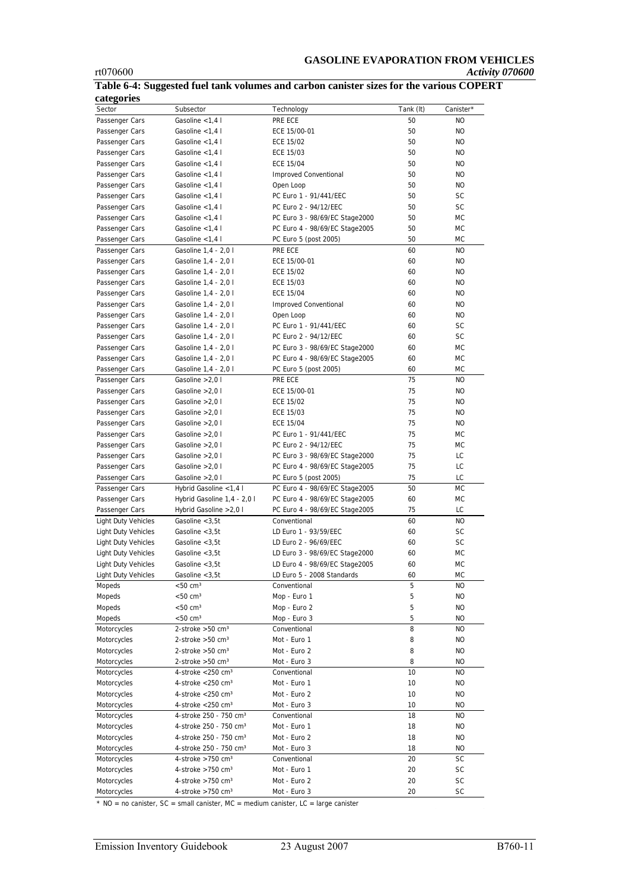**Table 6-4: Suggested fuel tank volumes and carbon canister sizes for the various COPERT categories**

| Sector | Subsector | Technology | Tank (lt) | Canister* |
|---|---|---|---|---|
| Passenger Cars | Gasoline <1,4 l | PRE ECE | 50 | NO |
| Passenger Cars | Gasoline <1,4 l | ECE 15/00-01 | 50 | NO |
| Passenger Cars | Gasoline <1,4 l | ECE 15/02 | 50 | NO |
| Passenger Cars | Gasoline <1,4 l | ECE 15/03 | 50 | NO |
| Passenger Cars | Gasoline <1,4 l | ECE 15/04 | 50 | NO |
| Passenger Cars | Gasoline <1,4 l | Improved Conventional | 50 | NO |
| Passenger Cars | Gasoline <1,4 l | Open Loop | 50 | NO |
| Passenger Cars | Gasoline <1,4 l | PC Euro 1 - 91/441/EEC | 50 | SC |
| Passenger Cars | Gasoline <1,4 l | PC Euro 2 - 94/12/EEC | 50 | SC |
| Passenger Cars | Gasoline <1,4 l | PC Euro 3 - 98/69/EC Stage2000 | 50 | MC |
| Passenger Cars | Gasoline <1,4 l | PC Euro 4 - 98/69/EC Stage2005 | 50 | MC |
| Passenger Cars | Gasoline <1,4 l | PC Euro 5 (post 2005) | 50 | MC |
| Passenger Cars | Gasoline 1,4 - 2,0 l | PRE ECE | 60 | NO |
| Passenger Cars | Gasoline 1,4 - 2,0 l | ECE 15/00-01 | 60 | NO |
| Passenger Cars | Gasoline 1,4 - 2,0 l | ECE 15/02 | 60 | NO |
| Passenger Cars | Gasoline 1,4 - 2,0 l | ECE 15/03 | 60 | NO |
| Passenger Cars | Gasoline 1,4 - 2,0 l | ECE 15/04 | 60 | NO |
| Passenger Cars | Gasoline 1,4 - 2,0 l | Improved Conventional | 60 | NO |
| Passenger Cars | Gasoline 1,4 - 2,0 l | Open Loop | 60 | NO |
| Passenger Cars | Gasoline 1,4 - 2,0 l | PC Euro 1 - 91/441/EEC | 60 | SC |
| Passenger Cars | Gasoline 1,4 - 2,0 l | PC Euro 2 - 94/12/EEC | 60 | SC |
| Passenger Cars | Gasoline 1,4 - 2,0 l | PC Euro 3 - 98/69/EC Stage2000 | 60 | MC |
| Passenger Cars | Gasoline 1,4 - 2,0 l | PC Euro 4 - 98/69/EC Stage2005 | 60 | MC |
| Passenger Cars | Gasoline 1,4 - 2,0 l | PC Euro 5 (post 2005) | 60 | MC |
| Passenger Cars | Gasoline >2,0 l | PRE ECE | 75 | NO |
| Passenger Cars | Gasoline >2,0 l | ECE 15/00-01 | 75 | NO |
| Passenger Cars | Gasoline >2,0 l | ECE 15/02 | 75 | NO |
| Passenger Cars | Gasoline >2,0 l | ECE 15/03 | 75 | NO |
| Passenger Cars | Gasoline >2,0 l | ECE 15/04 | 75 | NO |
| Passenger Cars | Gasoline >2,0 l | PC Euro 1 - 91/441/EEC | 75 | MC |
| Passenger Cars | Gasoline >2,0 l | PC Euro 2 - 94/12/EEC | 75 | MC |
| Passenger Cars | Gasoline >2,0 l | PC Euro 3 - 98/69/EC Stage2000 | 75 | LC |
| Passenger Cars | Gasoline >2,0 l | PC Euro 4 - 98/69/EC Stage2005 | 75 | LC |
| Passenger Cars | Gasoline >2,0 l | PC Euro 5 (post 2005) | 75 | LC |
| Passenger Cars | Hybrid Gasoline <1,4 l | PC Euro 4 - 98/69/EC Stage2005 | 50 | MC |
| Passenger Cars | Hybrid Gasoline 1,4 - 2,0 l | PC Euro 4 - 98/69/EC Stage2005 | 60 | MC |
| Passenger Cars | Hybrid Gasoline >2,0 l | PC Euro 4 - 98/69/EC Stage2005 | 75 | LC |
| Light Duty Vehicles | Gasoline <3,5t | Conventional | 60 | NO |
| Light Duty Vehicles | Gasoline <3,5t | LD Euro 1 - 93/59/EEC | 60 | SC |
| Light Duty Vehicles | Gasoline <3,5t | LD Euro 2 - 96/69/EEC | 60 | SC |
| Light Duty Vehicles | Gasoline <3,5t | LD Euro 3 - 98/69/EC Stage2000 | 60 | MC |
| Light Duty Vehicles | Gasoline <3,5t | LD Euro 4 - 98/69/EC Stage2005 | 60 | MC |
| Light Duty Vehicles | Gasoline <3,5t | LD Euro 5 - 2008 Standards | 60 | MC |
| Mopeds | <50 cm³ | Conventional | 5 | NO |
| Mopeds | <50 cm³ | Mop - Euro 1 | 5 | NO |
| Mopeds | <50 cm³ | Mop - Euro 2 | 5 | NO |
| Mopeds | <50 cm³ | Mop - Euro 3 | 5 | NO |
| Motorcycles | 2-stroke >50 cm³ | Conventional | 8 | NO |
| Motorcycles | 2-stroke >50 cm³ | Mot - Euro 1 | 8 | NO |
| Motorcycles | 2-stroke >50 cm³ | Mot - Euro 2 | 8 | NO |
| Motorcycles | 2-stroke >50 cm³ | Mot - Euro 3 | 8 | NO |
| Motorcycles | 4-stroke <250 cm³ | Conventional | 10 | NO |
| Motorcycles | 4-stroke <250 cm³ | Mot - Euro 1 | 10 | NO |
| Motorcycles | 4-stroke <250 cm³ | Mot - Euro 2 | 10 | NO |
| Motorcycles | 4-stroke <250 cm³ | Mot - Euro 3 | 10 | NO |
| Motorcycles | 4-stroke 250 - 750 cm³ | Conventional | 18 | NO |
| Motorcycles | 4-stroke 250 - 750 cm³ | Mot - Euro 1 | 18 | NO |
| Motorcycles | 4-stroke 250 - 750 cm³ | Mot - Euro 2 | 18 | NO |
| Motorcycles | 4-stroke 250 - 750 cm³ | Mot - Euro 3 | 18 | NO |
| Motorcycles | 4-stroke >750 cm³ | Conventional | 20 | SC |
| Motorcycles | 4-stroke >750 cm³ | Mot - Euro 1 | 20 | SC |
| Motorcycles | 4-stroke >750 cm³ | Mot - Euro 2 | 20 | SC |
| Motorcycles | 4-stroke >750 cm³ | Mot - Euro 3 | 20 | SC |

* NO = no canister, SC = small canister, MC = medium canister, LC = large canister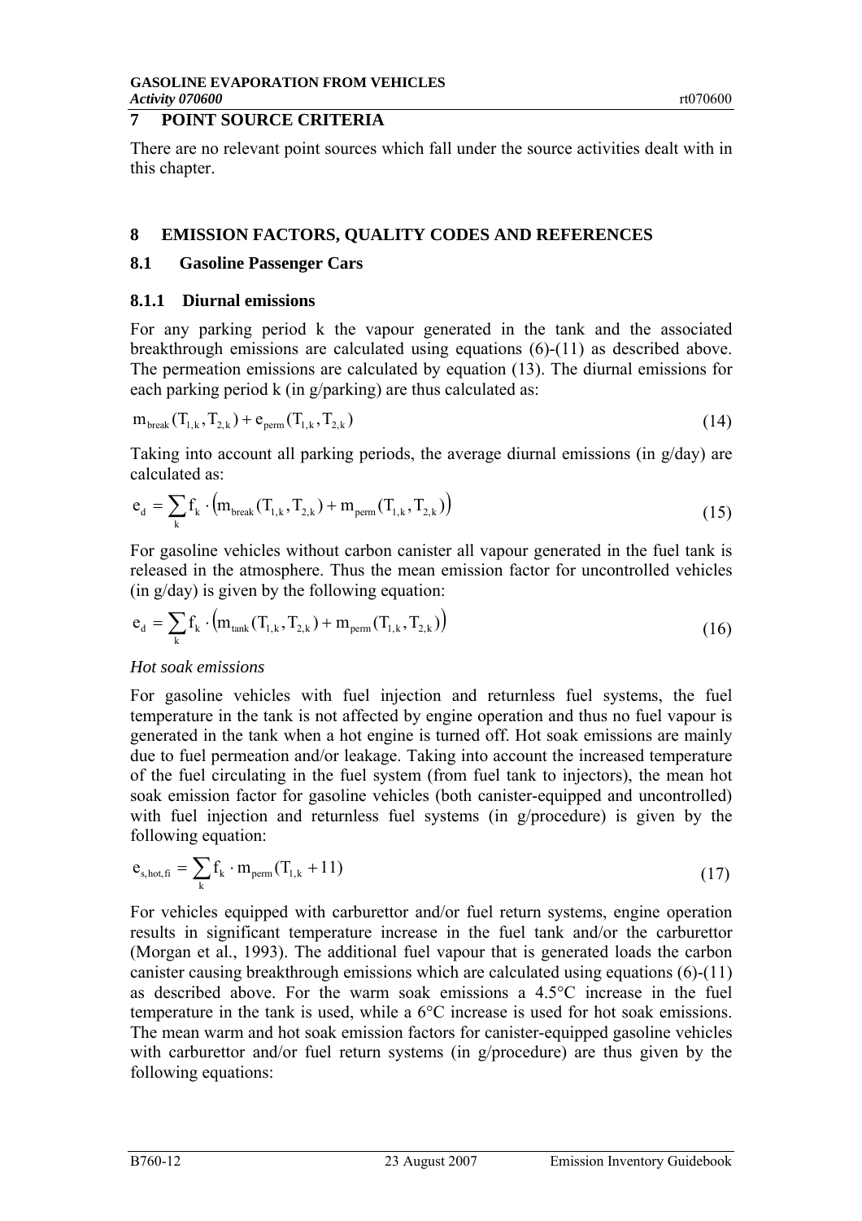## 7 POINT SOURCE CRITERIA

There are no relevant point sources which fall under the source activities dealt with in this chapter.

## 8 EMISSION FACTORS, QUALITY CODES AND REFERENCES

### 8.1 Gasoline Passenger Cars

#### 8.1.1 Diurnal emissions

For any parking period k the vapour generated in the tank and the associated breakthrough emissions are calculated using equations (6)-(11) as described above. The permeation emissions are calculated by equation (13). The diurnal emissions for each parking period k (in g/parking) are thus calculated as:

$$m_{break}(T_{1,k}, T_{2,k}) + e_{perm}(T_{1,k}, T_{2,k}) \tag{14}$$

Taking into account all parking periods, the average diurnal emissions (in g/day) are calculated as:

$$e_d = \sum_k f_k \cdot \left(m_{break}(T_{1,k}, T_{2,k}) + m_{perm}(T_{1,k}, T_{2,k})\right) \tag{15}$$

For gasoline vehicles without carbon canister all vapour generated in the fuel tank is released in the atmosphere. Thus the mean emission factor for uncontrolled vehicles (in g/day) is given by the following equation:

$$e_d = \sum_k f_k \cdot \left(m_{tank}(T_{1,k}, T_{2,k}) + m_{perm}(T_{1,k}, T_{2,k})\right) \tag{16}$$

*Hot soak emissions*

For gasoline vehicles with fuel injection and returnless fuel systems, the fuel temperature in the tank is not affected by engine operation and thus no fuel vapour is generated in the tank when a hot engine is turned off. Hot soak emissions are mainly due to fuel permeation and/or leakage. Taking into account the increased temperature of the fuel circulating in the fuel system (from fuel tank to injectors), the mean hot soak emission factor for gasoline vehicles (both canister-equipped and uncontrolled) with fuel injection and returnless fuel systems (in g/procedure) is given by the following equation:

$$e_{s,hot,fi} = \sum_k f_k \cdot m_{perm}(T_{1,k} + 11) \tag{17}$$

For vehicles equipped with carburettor and/or fuel return systems, engine operation results in significant temperature increase in the fuel tank and/or the carburettor (Morgan et al., 1993). The additional fuel vapour that is generated loads the carbon canister causing breakthrough emissions which are calculated using equations (6)-(11) as described above. For the warm soak emissions a 4.5°C increase in the fuel temperature in the tank is used, while a 6°C increase is used for hot soak emissions. The mean warm and hot soak emission factors for canister-equipped gasoline vehicles with carburettor and/or fuel return systems (in g/procedure) are thus given by the following equations: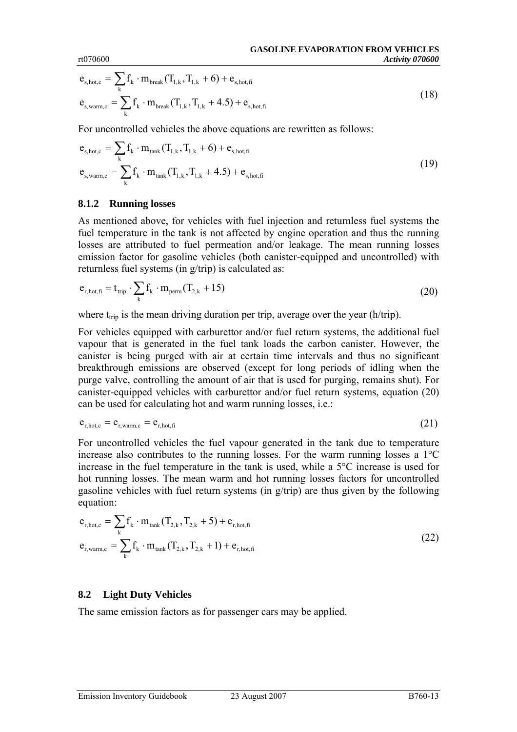$$
\begin{aligned}
e_{s,hot,c} &= \sum_k f_k \cdot m_{break}(T_{1,k}, T_{1,k} + 6) + e_{s,hot,fi} \\
e_{s,warm,c} &= \sum_k f_k \cdot m_{break}(T_{1,k}, T_{1,k} + 4.5) + e_{s,hot,fi}
\end{aligned}
\tag{18}
$$

For uncontrolled vehicles the above equations are rewritten as follows:

$$
\begin{aligned}
e_{s,hot,c} &= \sum_k f_k \cdot m_{tank}(T_{1,k}, T_{1,k} + 6) + e_{s,hot,fi} \\
e_{s,warm,c} &= \sum_k f_k \cdot m_{tank}(T_{1,k}, T_{1,k} + 4.5) + e_{s,hot,fi}
\end{aligned}
\tag{19}
$$

### 8.1.2 Running losses

As mentioned above, for vehicles with fuel injection and returnless fuel systems the fuel temperature in the tank is not affected by engine operation and thus the running losses are attributed to fuel permeation and/or leakage. The mean running losses emission factor for gasoline vehicles (both canister-equipped and uncontrolled) with returnless fuel systems (in g/trip) is calculated as:

$$
e_{r,hot,fi} = t_{trip} \cdot \sum_k f_k \cdot m_{perm}(T_{2,k} + 15)
\tag{20}
$$

where $t_{trip}$ is the mean driving duration per trip, average over the year (h/trip).

For vehicles equipped with carburettor and/or fuel return systems, the additional fuel vapour that is generated in the fuel tank loads the carbon canister. However, the canister is being purged with air at certain time intervals and thus no significant breakthrough emissions are observed (except for long periods of idling when the purge valve, controlling the amount of air that is used for purging, remains shut). For canister-equipped vehicles with carburettor and/or fuel return systems, equation (20) can be used for calculating hot and warm running losses, i.e.:

$$
e_{r,hot,c} = e_{r,warm,c} = e_{r,hot,fi}
\tag{21}
$$

For uncontrolled vehicles the fuel vapour generated in the tank due to temperature increase also contributes to the running losses. For the warm running losses a 1°C increase in the fuel temperature in the tank is used, while a 5°C increase is used for hot running losses. The mean warm and hot running losses factors for uncontrolled gasoline vehicles with fuel return systems (in g/trip) are thus given by the following equation:

$$
\begin{aligned}
e_{r,hot,c} &= \sum_k f_k \cdot m_{tank}(T_{2,k}, T_{2,k} + 5) + e_{r,hot,fi} \\
e_{r,warm,c} &= \sum_k f_k \cdot m_{tank}(T_{2,k}, T_{2,k} + 1) + e_{r,hot,fi}
\end{aligned}
\tag{22}
$$

## 8.2 Light Duty Vehicles

The same emission factors as for passenger cars may be applied.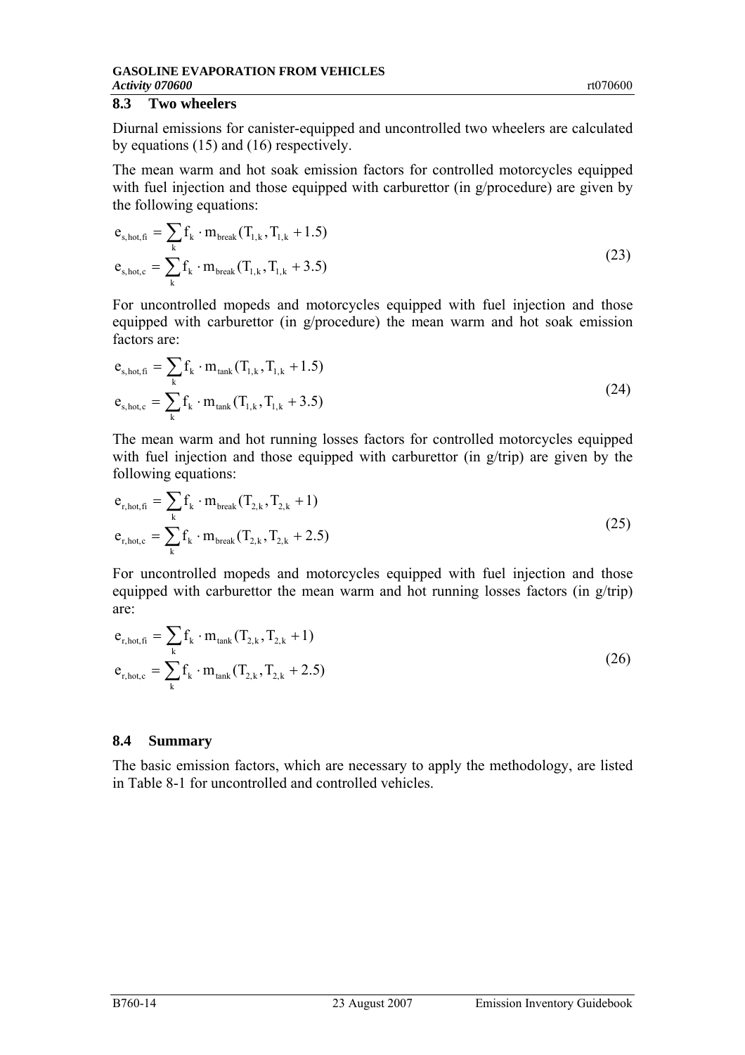## 8.3 Two wheelers

Diurnal emissions for canister-equipped and uncontrolled two wheelers are calculated by equations (15) and (16) respectively.

The mean warm and hot soak emission factors for controlled motorcycles equipped with fuel injection and those equipped with carburettor (in g/procedure) are given by the following equations:

$$
\begin{aligned}
e_{s,hot,fi} &= \sum_k f_k \cdot m_{break}(T_{1,k}, T_{1,k} + 1.5) \\
e_{s,hot,c} &= \sum_k f_k \cdot m_{break}(T_{1,k}, T_{1,k} + 3.5)
\end{aligned}
\tag{23}
$$

For uncontrolled mopeds and motorcycles equipped with fuel injection and those equipped with carburettor (in g/procedure) the mean warm and hot soak emission factors are:

$$
\begin{aligned}
e_{s,hot,fi} &= \sum_k f_k \cdot m_{tank}(T_{1,k}, T_{1,k} + 1.5) \\
e_{s,hot,c} &= \sum_k f_k \cdot m_{tank}(T_{1,k}, T_{1,k} + 3.5)
\end{aligned}
\tag{24}
$$

The mean warm and hot running losses factors for controlled motorcycles equipped with fuel injection and those equipped with carburettor (in g/trip) are given by the following equations:

$$
\begin{aligned}
e_{r,hot,fi} &= \sum_k f_k \cdot m_{break}(T_{2,k}, T_{2,k} + 1) \\
e_{r,hot,c} &= \sum_k f_k \cdot m_{break}(T_{2,k}, T_{2,k} + 2.5)
\end{aligned}
\tag{25}
$$

For uncontrolled mopeds and motorcycles equipped with fuel injection and those equipped with carburettor the mean warm and hot running losses factors (in g/trip) are:

$$
\begin{aligned}
e_{r,hot,fi} &= \sum_k f_k \cdot m_{tank}(T_{2,k}, T_{2,k} + 1) \\
e_{r,hot,c} &= \sum_k f_k \cdot m_{tank}(T_{2,k}, T_{2,k} + 2.5)
\end{aligned}
\tag{26}
$$

## 8.4 Summary

The basic emission factors, which are necessary to apply the methodology, are listed in Table 8-1 for uncontrolled and controlled vehicles.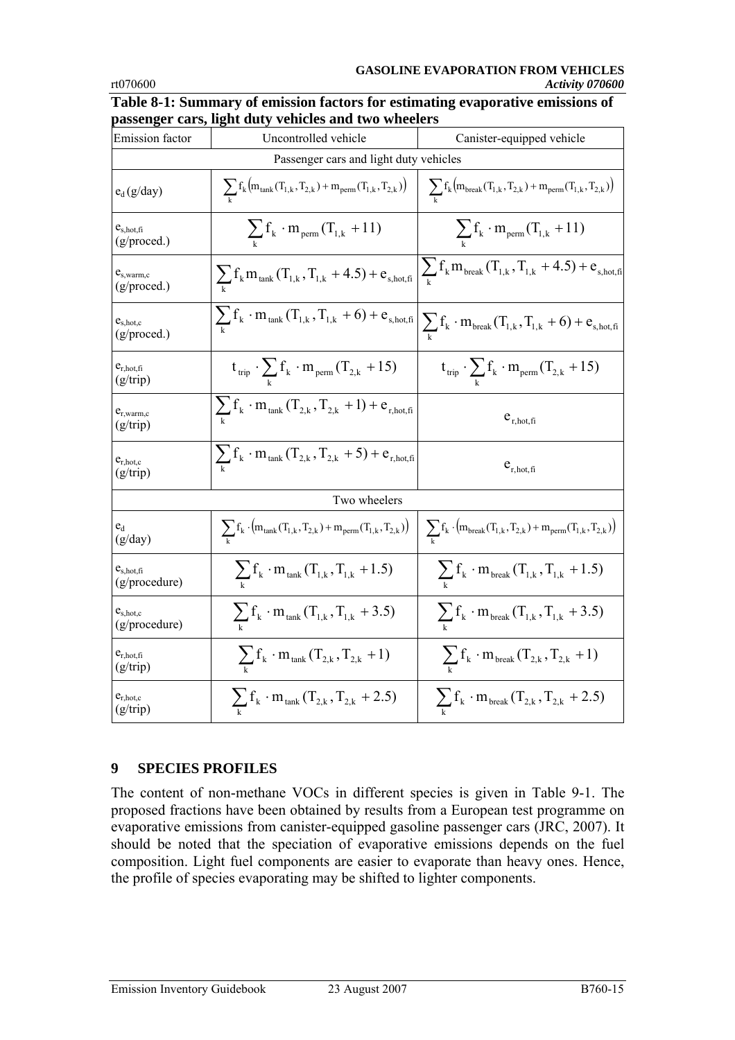**Table 8-1: Summary of emission factors for estimating evaporative emissions of passenger cars, light duty vehicles and two wheelers**

| Emission factor | Uncontrolled vehicle | Canister-equipped vehicle |
|---|---|---|
| Passenger cars and light duty vehicles | | |
| $e_d$ (g/day) | $\sum_k f_k \left(m_{tank}(T_{1,k}, T_{2,k}) + m_{perm}(T_{1,k}, T_{2,k})\right)$ | $\sum_k f_k \left(m_{break}(T_{1,k}, T_{2,k}) + m_{perm}(T_{1,k}, T_{2,k})\right)$ |
| $e_{s,hot,fi}$ (g/proced.) | $\sum_k f_k \cdot m_{perm}(T_{1,k} + 11)$ | $\sum_k f_k \cdot m_{perm}(T_{1,k} + 11)$ |
| $e_{s,warm,c}$ (g/proced.) | $\sum_k f_k m_{tank}(T_{1,k}, T_{1,k} + 4.5) + e_{s,hot,fi}$ | $\sum_k f_k m_{break}(T_{1,k}, T_{1,k} + 4.5) + e_{s,hot,fi}$ |
| $e_{s,hot,c}$ (g/proced.) | $\sum_k f_k \cdot m_{tank}(T_{1,k}, T_{1,k} + 6) + e_{s,hot,fi}$ | $\sum_k f_k \cdot m_{break}(T_{1,k}, T_{1,k} + 6) + e_{s,hot,fi}$ |
| $e_{r,hot,fi}$ (g/trip) | $t_{trip} \cdot \sum_k f_k \cdot m_{perm}(T_{2,k} + 15)$ | $t_{trip} \cdot \sum_k f_k \cdot m_{perm}(T_{2,k} + 15)$ |
| $e_{r,warm,c}$ (g/trip) | $\sum_k f_k \cdot m_{tank}(T_{2,k}, T_{2,k} + 1) + e_{r,hot,fi}$ | $e_{r,hot,fi}$ |
| $e_{r,hot,c}$ (g/trip) | $\sum_k f_k \cdot m_{tank}(T_{2,k}, T_{2,k} + 5) + e_{r,hot,fi}$ | $e_{r,hot,fi}$ |
| Two wheelers | | |
| $e_d$ (g/day) | $\sum_k f_k \cdot \left(m_{tank}(T_{1,k}, T_{2,k}) + m_{perm}(T_{1,k}, T_{2,k})\right)$ | $\sum_k f_k \cdot \left(m_{break}(T_{1,k}, T_{2,k}) + m_{perm}(T_{1,k}, T_{2,k})\right)$ |
| $e_{s,hot,fi}$ (g/procedure) | $\sum_k f_k \cdot m_{tank}(T_{1,k}, T_{1,k} + 1.5)$ | $\sum_k f_k \cdot m_{break}(T_{1,k}, T_{1,k} + 1.5)$ |
| $e_{s,hot,c}$ (g/procedure) | $\sum_k f_k \cdot m_{tank}(T_{1,k}, T_{1,k} + 3.5)$ | $\sum_k f_k \cdot m_{break}(T_{1,k}, T_{1,k} + 3.5)$ |
| $e_{r,hot,fi}$ (g/trip) | $\sum_k f_k \cdot m_{tank}(T_{2,k}, T_{2,k} + 1)$ | $\sum_k f_k \cdot m_{break}(T_{2,k}, T_{2,k} + 1)$ |
| $e_{r,hot,c}$ (g/trip) | $\sum_k f_k \cdot m_{tank}(T_{2,k}, T_{2,k} + 2.5)$ | $\sum_k f_k \cdot m_{break}(T_{2,k}, T_{2,k} + 2.5)$ |

## 9 SPECIES PROFILES

The content of non-methane VOCs in different species is given in Table 9-1. The proposed fractions have been obtained by results from a European test programme on evaporative emissions from canister-equipped gasoline passenger cars (JRC, 2007). It should be noted that the speciation of evaporative emissions depends on the fuel composition. Light fuel components are easier to evaporate than heavy ones. Hence, the profile of species evaporating may be shifted to lighter components.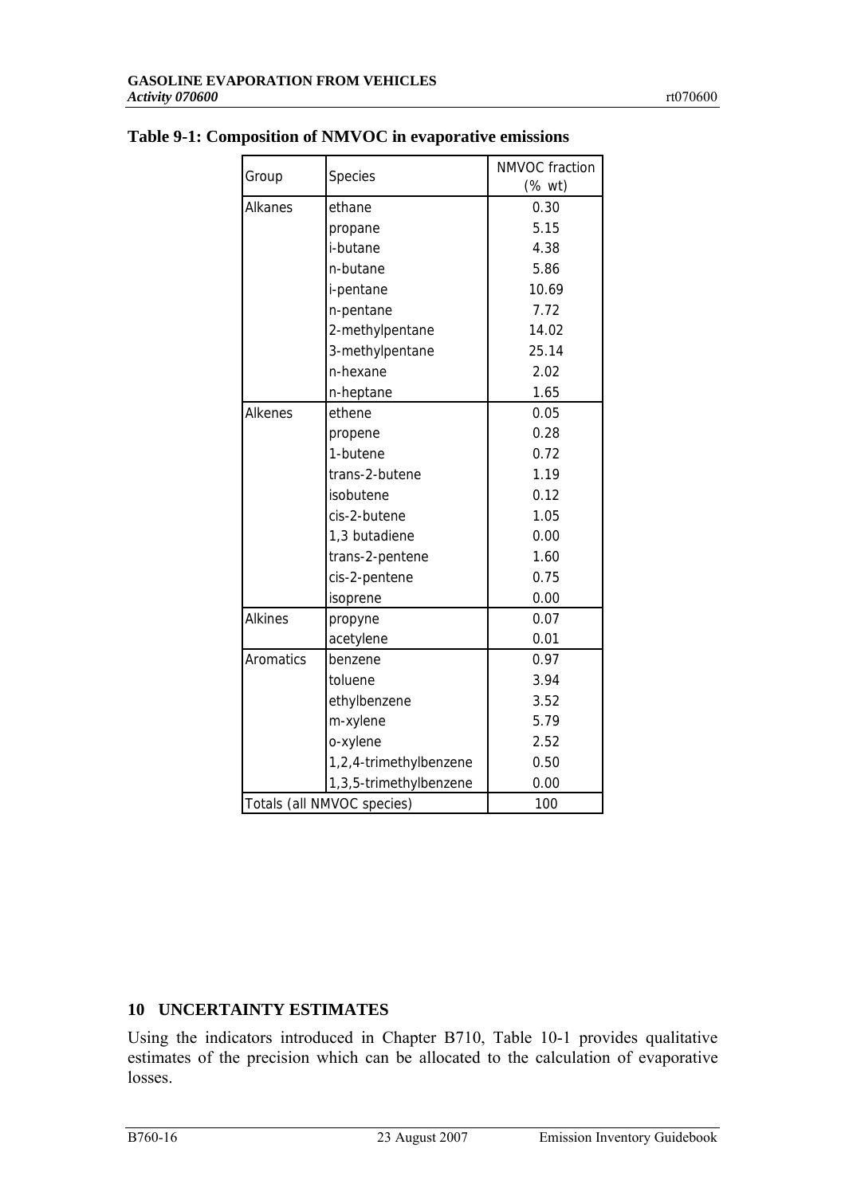**Table 9-1: Composition of NMVOC in evaporative emissions**

| Group | Species | NMVOC fraction (% wt) |
|---|---|---|
| Alkanes | ethane | 0.30 |
| | propane | 5.15 |
| | i-butane | 4.38 |
| | n-butane | 5.86 |
| | i-pentane | 10.69 |
| | n-pentane | 7.72 |
| | 2-methylpentane | 14.02 |
| | 3-methylpentane | 25.14 |
| | n-hexane | 2.02 |
| | n-heptane | 1.65 |
| Alkenes | ethene | 0.05 |
| | propene | 0.28 |
| | 1-butene | 0.72 |
| | trans-2-butene | 1.19 |
| | isobutene | 0.12 |
| | cis-2-butene | 1.05 |
| | 1,3 butadiene | 0.00 |
| | trans-2-pentene | 1.60 |
| | cis-2-pentene | 0.75 |
| | isoprene | 0.00 |
| Alkines | propyne | 0.07 |
| | acetylene | 0.01 |
| Aromatics | benzene | 0.97 |
| | toluene | 3.94 |
| | ethylbenzene | 3.52 |
| | m-xylene | 5.79 |
| | o-xylene | 2.52 |
| | 1,2,4-trimethylbenzene | 0.50 |
| | 1,3,5-trimethylbenzene | 0.00 |
| Totals (all NMVOC species) | | 100 |

## 10 UNCERTAINTY ESTIMATES

Using the indicators introduced in Chapter B710, Table 10-1 provides qualitative estimates of the precision which can be allocated to the calculation of evaporative losses.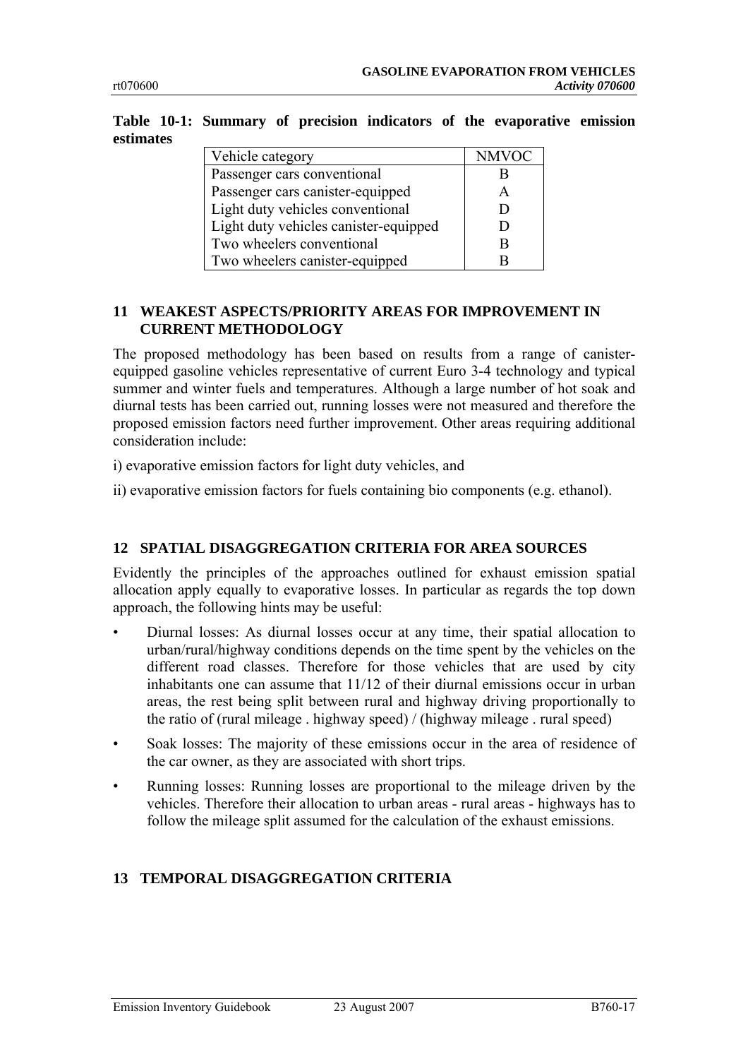**Table 10-1: Summary of precision indicators of the evaporative emission estimates**

| Vehicle category | NMVOC |
|---|---|
| Passenger cars conventional | B |
| Passenger cars canister-equipped | A |
| Light duty vehicles conventional | D |
| Light duty vehicles canister-equipped | D |
| Two wheelers conventional | B |
| Two wheelers canister-equipped | B |

## 11 WEAKEST ASPECTS/PRIORITY AREAS FOR IMPROVEMENT IN CURRENT METHODOLOGY

The proposed methodology has been based on results from a range of canister-equipped gasoline vehicles representative of current Euro 3-4 technology and typical summer and winter fuels and temperatures. Although a large number of hot soak and diurnal tests has been carried out, running losses were not measured and therefore the proposed emission factors need further improvement. Other areas requiring additional consideration include:

i) evaporative emission factors for light duty vehicles, and

ii) evaporative emission factors for fuels containing bio components (e.g. ethanol).

## 12 SPATIAL DISAGGREGATION CRITERIA FOR AREA SOURCES

Evidently the principles of the approaches outlined for exhaust emission spatial allocation apply equally to evaporative losses. In particular as regards the top down approach, the following hints may be useful:

- Diurnal losses: As diurnal losses occur at any time, their spatial allocation to urban/rural/highway conditions depends on the time spent by the vehicles on the different road classes. Therefore for those vehicles that are used by city inhabitants one can assume that 11/12 of their diurnal emissions occur in urban areas, the rest being split between rural and highway driving proportionally to the ratio of (rural mileage . highway speed) / (highway mileage . rural speed)
- Soak losses: The majority of these emissions occur in the area of residence of the car owner, as they are associated with short trips.
- Running losses: Running losses are proportional to the mileage driven by the vehicles. Therefore their allocation to urban areas - rural areas - highways has to follow the mileage split assumed for the calculation of the exhaust emissions.

## 13 TEMPORAL DISAGGREGATION CRITERIA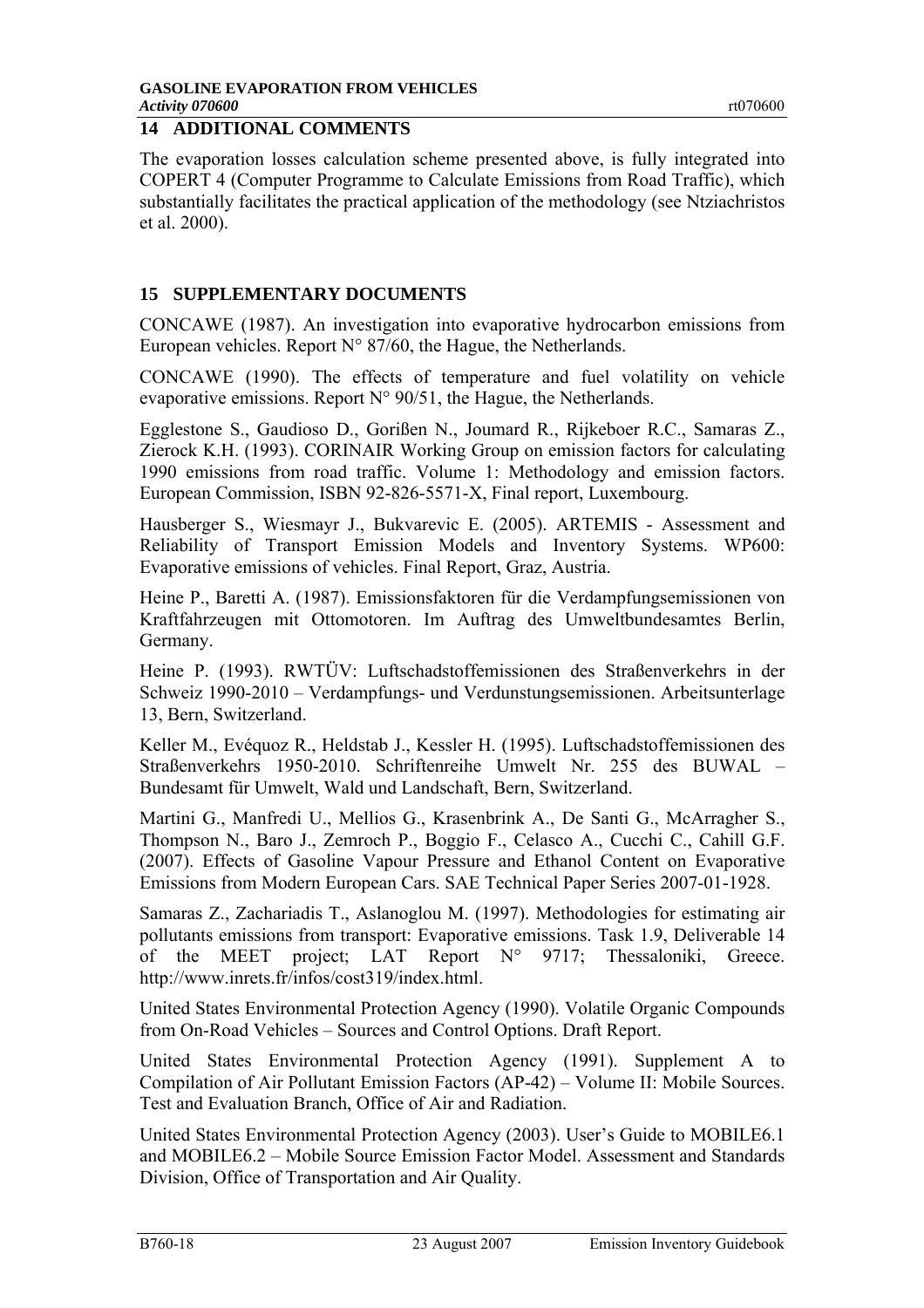## 14 ADDITIONAL COMMENTS

The evaporation losses calculation scheme presented above, is fully integrated into COPERT 4 (Computer Programme to Calculate Emissions from Road Traffic), which substantially facilitates the practical application of the methodology (see Ntziachristos et al. 2000).

## 15 SUPPLEMENTARY DOCUMENTS

CONCAWE (1987). An investigation into evaporative hydrocarbon emissions from European vehicles. Report N° 87/60, the Hague, the Netherlands.

CONCAWE (1990). The effects of temperature and fuel volatility on vehicle evaporative emissions. Report N° 90/51, the Hague, the Netherlands.

Egglestone S., Gaudioso D., Gorißen N., Joumard R., Rijkeboer R.C., Samaras Z., Zierock K.H. (1993). CORINAIR Working Group on emission factors for calculating 1990 emissions from road traffic. Volume 1: Methodology and emission factors. European Commission, ISBN 92-826-5571-X, Final report, Luxembourg.

Hausberger S., Wiesmayr J., Bukvarevic E. (2005). ARTEMIS - Assessment and Reliability of Transport Emission Models and Inventory Systems. WP600: Evaporative emissions of vehicles. Final Report, Graz, Austria.

Heine P., Baretti A. (1987). Emissionsfaktoren für die Verdampfungsemissionen von Kraftfahrzeugen mit Ottomotoren. Im Auftrag des Umweltbundesamtes Berlin, Germany.

Heine P. (1993). RWTÜV: Luftschadstoffemissionen des Straßenverkehrs in der Schweiz 1990-2010 – Verdampfungs- und Verdunstungsemissionen. Arbeitsunterlage 13, Bern, Switzerland.

Keller M., Evéquoz R., Heldstab J., Kessler H. (1995). Luftschadstoffemissionen des Straßenverkehrs 1950-2010. Schriftenreihe Umwelt Nr. 255 des BUWAL – Bundesamt für Umwelt, Wald und Landschaft, Bern, Switzerland.

Martini G., Manfredi U., Mellios G., Krasenbrink A., De Santi G., McArragher S., Thompson N., Baro J., Zemroch P., Boggio F., Celasco A., Cucchi C., Cahill G.F. (2007). Effects of Gasoline Vapour Pressure and Ethanol Content on Evaporative Emissions from Modern European Cars. SAE Technical Paper Series 2007-01-1928.

Samaras Z., Zachariadis T., Aslanoglou M. (1997). Methodologies for estimating air pollutants emissions from transport: Evaporative emissions. Task 1.9, Deliverable 14 of the MEET project; LAT Report N° 9717; Thessaloniki, Greece. http://www.inrets.fr/infos/cost319/index.html.

United States Environmental Protection Agency (1990). Volatile Organic Compounds from On-Road Vehicles – Sources and Control Options. Draft Report.

United States Environmental Protection Agency (1991). Supplement A to Compilation of Air Pollutant Emission Factors (AP-42) – Volume II: Mobile Sources. Test and Evaluation Branch, Office of Air and Radiation.

United States Environmental Protection Agency (2003). User's Guide to MOBILE6.1 and MOBILE6.2 – Mobile Source Emission Factor Model. Assessment and Standards Division, Office of Transportation and Air Quality.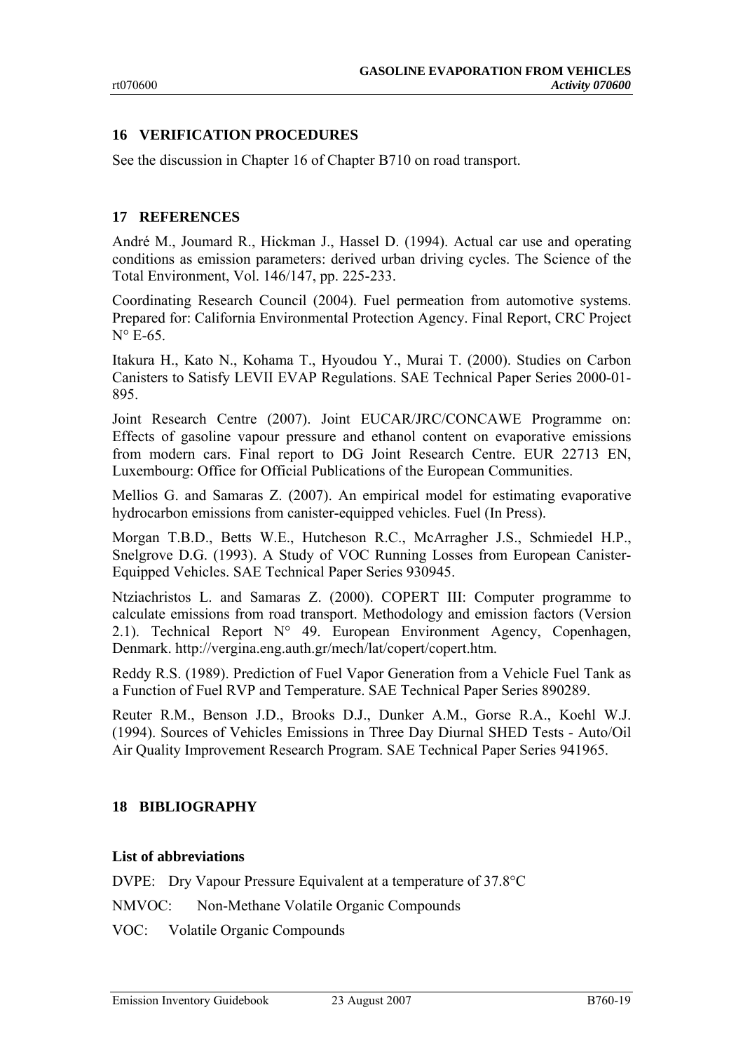## 16 VERIFICATION PROCEDURES

See the discussion in Chapter 16 of Chapter B710 on road transport.

## 17 REFERENCES

André M., Joumard R., Hickman J., Hassel D. (1994). Actual car use and operating conditions as emission parameters: derived urban driving cycles. The Science of the Total Environment, Vol. 146/147, pp. 225-233.

Coordinating Research Council (2004). Fuel permeation from automotive systems. Prepared for: California Environmental Protection Agency. Final Report, CRC Project N° E-65.

Itakura H., Kato N., Kohama T., Hyoudou Y., Murai T. (2000). Studies on Carbon Canisters to Satisfy LEVII EVAP Regulations. SAE Technical Paper Series 2000-01-895.

Joint Research Centre (2007). Joint EUCAR/JRC/CONCAWE Programme on: Effects of gasoline vapour pressure and ethanol content on evaporative emissions from modern cars. Final report to DG Joint Research Centre. EUR 22713 EN, Luxembourg: Office for Official Publications of the European Communities.

Mellios G. and Samaras Z. (2007). An empirical model for estimating evaporative hydrocarbon emissions from canister-equipped vehicles. Fuel (In Press).

Morgan T.B.D., Betts W.E., Hutcheson R.C., McArragher J.S., Schmiedel H.P., Snelgrove D.G. (1993). A Study of VOC Running Losses from European Canister-Equipped Vehicles. SAE Technical Paper Series 930945.

Ntziachristos L. and Samaras Z. (2000). COPERT III: Computer programme to calculate emissions from road transport. Methodology and emission factors (Version 2.1). Technical Report N° 49. European Environment Agency, Copenhagen, Denmark. http://vergina.eng.auth.gr/mech/lat/copert/copert.htm.

Reddy R.S. (1989). Prediction of Fuel Vapor Generation from a Vehicle Fuel Tank as a Function of Fuel RVP and Temperature. SAE Technical Paper Series 890289.

Reuter R.M., Benson J.D., Brooks D.J., Dunker A.M., Gorse R.A., Koehl W.J. (1994). Sources of Vehicles Emissions in Three Day Diurnal SHED Tests - Auto/Oil Air Quality Improvement Research Program. SAE Technical Paper Series 941965.

## 18 BIBLIOGRAPHY

### List of abbreviations

DVPE: Dry Vapour Pressure Equivalent at a temperature of 37.8°C

NMVOC: Non-Methane Volatile Organic Compounds

VOC: Volatile Organic Compounds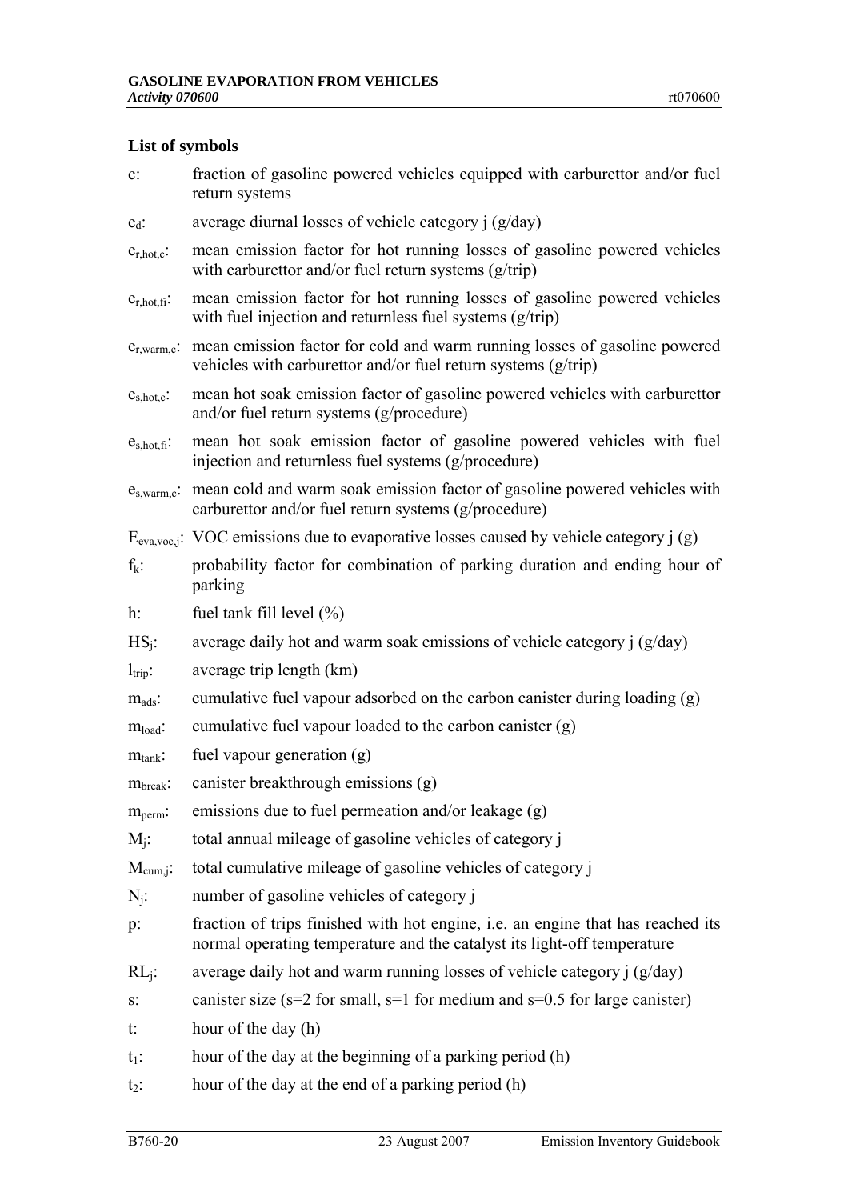### List of symbols

- $c$: fraction of gasoline powered vehicles equipped with carburettor and/or fuel return systems
- $e_d$: average diurnal losses of vehicle category j (g/day)
- $e_{r,hot,c}$: mean emission factor for hot running losses of gasoline powered vehicles with carburettor and/or fuel return systems (g/trip)
- $e_{r,hot,fi}$: mean emission factor for hot running losses of gasoline powered vehicles with fuel injection and returnless fuel systems (g/trip)
- $e_{r,warm,c}$: mean emission factor for cold and warm running losses of gasoline powered vehicles with carburettor and/or fuel return systems (g/trip)
- $e_{s,hot,c}$: mean hot soak emission factor of gasoline powered vehicles with carburettor and/or fuel return systems (g/procedure)
- $e_{s,hot,fi}$: mean hot soak emission factor of gasoline powered vehicles with fuel injection and returnless fuel systems (g/procedure)
- $e_{s,warm,c}$: mean cold and warm soak emission factor of gasoline powered vehicles with carburettor and/or fuel return systems (g/procedure)
- $E_{eva,voc,j}$: VOC emissions due to evaporative losses caused by vehicle category j (g)
- $f_k$: probability factor for combination of parking duration and ending hour of parking
- $h$: fuel tank fill level (%)
- $HS_j$: average daily hot and warm soak emissions of vehicle category j (g/day)
- $l_{trip}$: average trip length (km)
- $m_{ads}$: cumulative fuel vapour adsorbed on the carbon canister during loading (g)
- $m_{load}$: cumulative fuel vapour loaded to the carbon canister (g)
- $m_{tank}$: fuel vapour generation (g)
- $m_{break}$: canister breakthrough emissions (g)
- $m_{perm}$: emissions due to fuel permeation and/or leakage (g)
- $M_j$: total annual mileage of gasoline vehicles of category j
- $M_{cum,j}$: total cumulative mileage of gasoline vehicles of category j
- $N_j$: number of gasoline vehicles of category j
- $p$: fraction of trips finished with hot engine, i.e. an engine that has reached its normal operating temperature and the catalyst its light-off temperature
- $RL_j$: average daily hot and warm running losses of vehicle category j (g/day)
- $s$: canister size (s=2 for small, s=1 for medium and s=0.5 for large canister)
- $t$: hour of the day (h)
- $t_1$: hour of the day at the beginning of a parking period (h)
- $t_2$: hour of the day at the end of a parking period (h)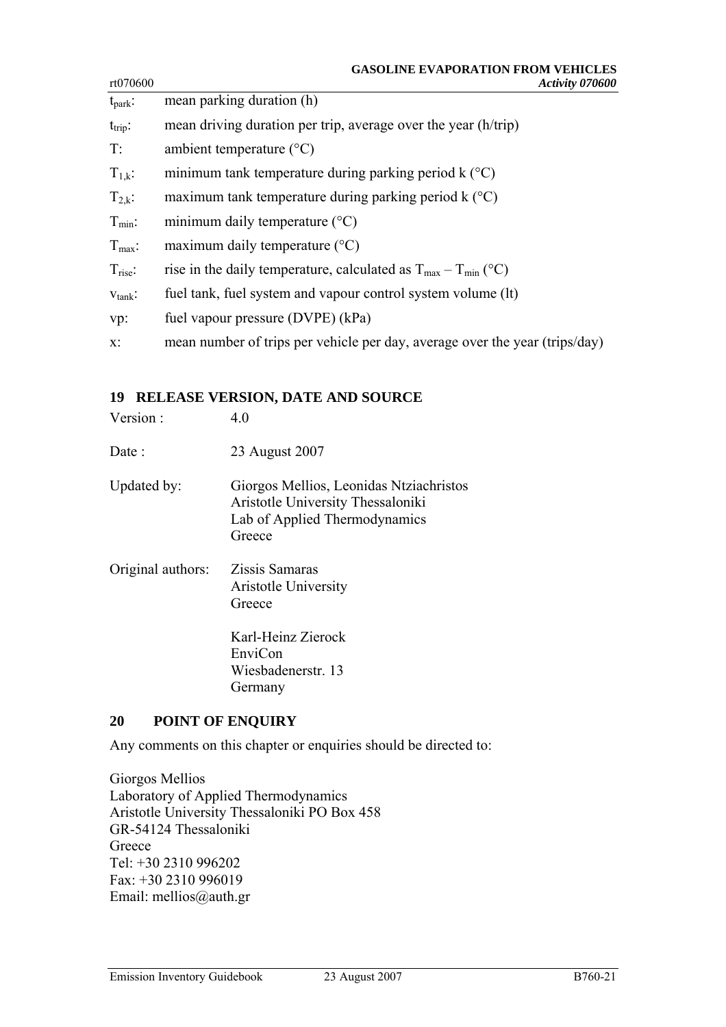$t_{park}$: mean parking duration (h)

$t_{trip}$: mean driving duration per trip, average over the year (h/trip)

T: ambient temperature (°C)

$T_{1,k}$: minimum tank temperature during parking period k (°C)

$T_{2,k}$: maximum tank temperature during parking period k (°C)

$T_{min}$: minimum daily temperature (°C)

$T_{max}$: maximum daily temperature (°C)

$T_{rise}$: rise in the daily temperature, calculated as $T_{max} – T_{min}$ (°C)

$v_{tank}$: fuel tank, fuel system and vapour control system volume (lt)

vp: fuel vapour pressure (DVPE) (kPa)

x: mean number of trips per vehicle per day, average over the year (trips/day)

## 19 RELEASE VERSION, DATE AND SOURCE

Version : 4.0

Date : 23 August 2007

Updated by: Giorgos Mellios, Leonidas Ntziachristos
Aristotle University Thessaloniki
Lab of Applied Thermodynamics
Greece

Original authors: Zissis Samaras
Aristotle University
Greece

Karl-Heinz Zierock
EnviCon
Wiesbadenerstr. 13
Germany

## 20 POINT OF ENQUIRY

Any comments on this chapter or enquiries should be directed to:

Giorgos Mellios
Laboratory of Applied Thermodynamics
Aristotle University Thessaloniki PO Box 458
GR-54124 Thessaloniki
Greece
Tel: +30 2310 996202
Fax: +30 2310 996019
Email: mellios@auth.gr